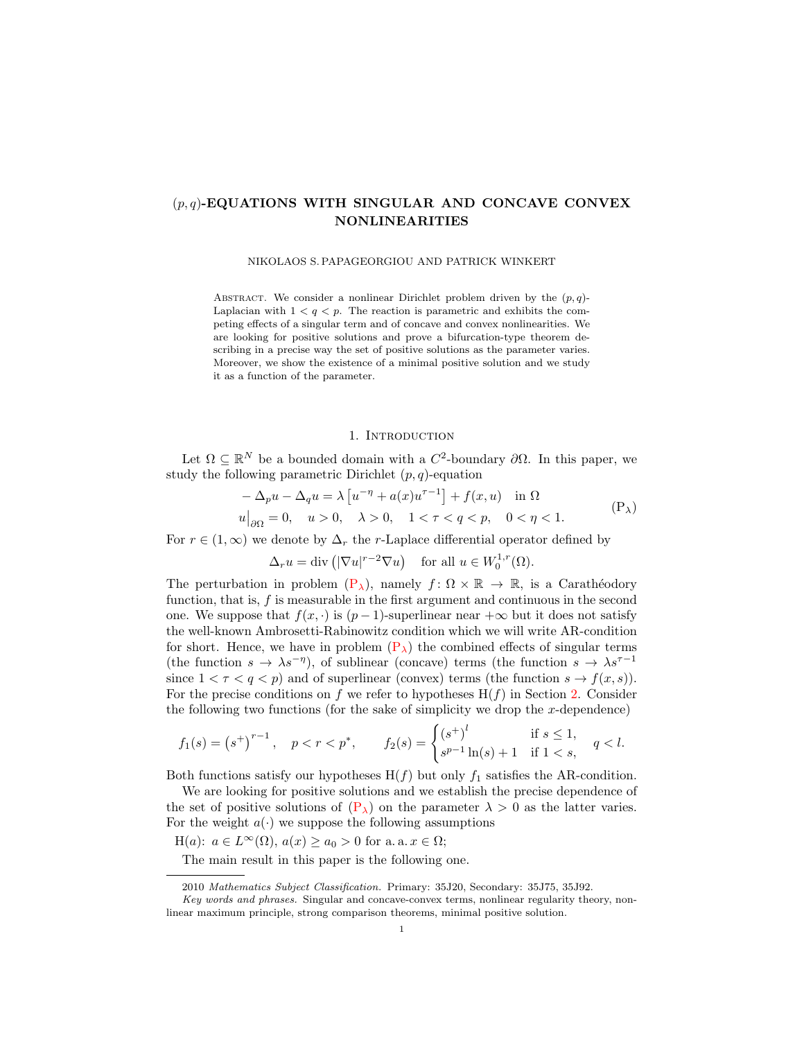# $(p,q)$-EQUATIONS WITH SINGULAR AND CONCAVE CONVEX NONLINEARITIES

NIKOLAOS S. PAPAGEORGIOU AND PATRICK WINKERT

Abstract. We consider a nonlinear Dirichlet problem driven by the $(p,q)$-Laplacian with $1 < q < p$. The reaction is parametric and exhibits the competing effects of a singular term and of concave and convex nonlinearities. We are looking for positive solutions and prove a bifurcation-type theorem describing in a precise way the set of positive solutions as the parameter varies. Moreover, we show the existence of a minimal positive solution and we study it as a function of the parameter.

## 1. Introduction

Let $\Omega \subseteq \mathbb{R}^N$ be a bounded domain with a $C^2$-boundary $\partial\Omega$. In this paper, we study the following parametric Dirichlet $(p,q)$-equation

$$
\begin{aligned}
&-\Delta_p u - \Delta_q u = \lambda \left[u^{-\eta} + a(x)u^{\tau-1}\right] + f(x,u) \quad \text{in } \Omega \\
&u\big|_{\partial\Omega} = 0, \quad u > 0, \quad \lambda > 0, \quad 1 < \tau < q < p, \quad 0 < \eta < 1.
\end{aligned}
\tag{P$_\lambda$}
$$

For $r \in (1,\infty)$ we denote by $\Delta_r$ the $r$-Laplace differential operator defined by

$$
\Delta_r u = \operatorname{div}\left(|\nabla u|^{r-2}\nabla u\right) \quad \text{for all } u \in W_0^{1,r}(\Omega).
$$

The perturbation in problem (P$_\lambda$), namely $f\colon \Omega \times \mathbb{R} \to \mathbb{R}$, is a Carathéodory function, that is, $f$ is measurable in the first argument and continuous in the second one. We suppose that $f(x,\cdot)$ is $(p-1)$-superlinear near $+\infty$ but it does not satisfy the well-known Ambrosetti-Rabinowitz condition which we will write AR-condition for short. Hence, we have in problem (P$_\lambda$) the combined effects of singular terms (the function $s \to \lambda s^{-\eta}$), of sublinear (concave) terms (the function $s \to \lambda s^{\tau-1}$ since $1 < \tau < q < p$) and of superlinear (convex) terms (the function $s \to f(x,s)$). For the precise conditions on $f$ we refer to hypotheses H$(f)$ in Section 2. Consider the following two functions (for the sake of simplicity we drop the $x$-dependence)

$$
f_1(s) = \left(s^+\right)^{r-1}, \quad p < r < p^*, \qquad f_2(s) = \begin{cases} \left(s^+\right)^l & \text{if } s \leq 1, \\ s^{p-1}\ln(s) + 1 & \text{if } 1 < s, \end{cases} \quad q < l.
$$

Both functions satisfy our hypotheses H$(f)$ but only $f_1$ satisfies the AR-condition.

We are looking for positive solutions and we establish the precise dependence of the set of positive solutions of (P$_\lambda$) on the parameter $\lambda > 0$ as the latter varies. For the weight $a(\cdot)$ we suppose the following assumptions

H$(a)$: $a \in L^\infty(\Omega)$, $a(x) \geq a_0 > 0$ for a. a. $x \in \Omega$;

The main result in this paper is the following one.

---

2010 *Mathematics Subject Classification.* Primary: 35J20, Secondary: 35J75, 35J92.

*Key words and phrases.* Singular and concave-convex terms, nonlinear regularity theory, nonlinear maximum principle, strong comparison theorems, minimal positive solution.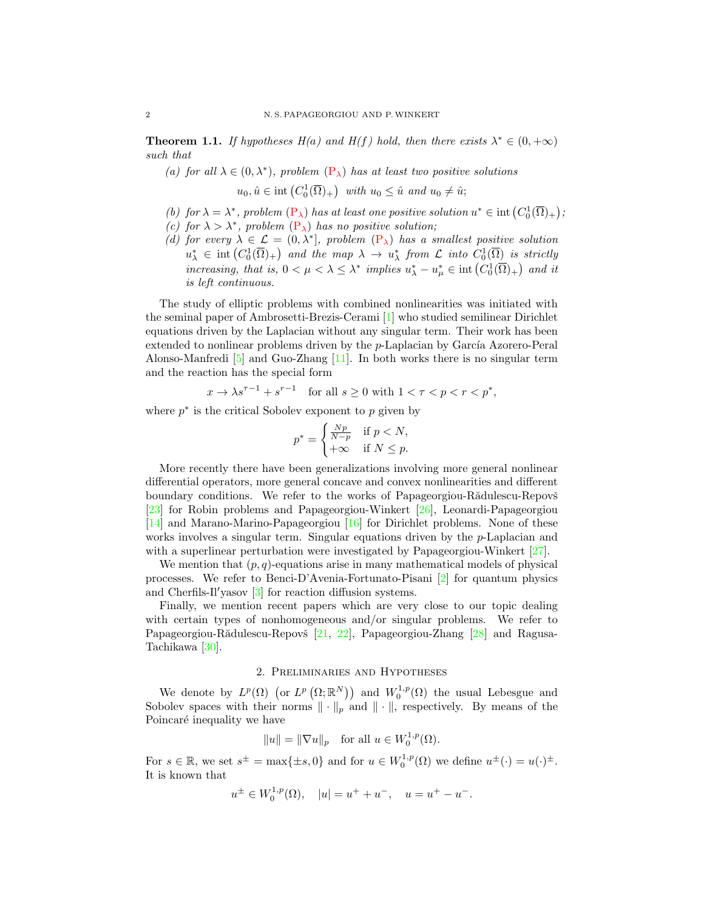**Theorem 1.1.** *If hypotheses H(a) and H(f) hold, then there exists $\lambda^* \in (0,+\infty)$ such that*

*(a) for all $\lambda \in (0,\lambda^*)$, problem ($\mathrm{P}_\lambda$) has at least two positive solutions*

$$u_0, \hat{u} \in \operatorname{int}\left(C_0^1(\overline{\Omega})_+\right) \quad \text{with } u_0 \leq \hat{u} \text{ and } u_0 \neq \hat{u};$$

*(b) for $\lambda = \lambda^*$, problem ($\mathrm{P}_\lambda$) has at least one positive solution $u^* \in \operatorname{int}\left(C_0^1(\overline{\Omega})_+\right)$;*

*(c) for $\lambda > \lambda^*$, problem ($\mathrm{P}_\lambda$) has no positive solution;*

*(d) for every $\lambda \in \mathcal{L} = (0,\lambda^*]$, problem ($\mathrm{P}_\lambda$) has a smallest positive solution $u_\lambda^* \in \operatorname{int}\left(C_0^1(\overline{\Omega})_+\right)$ and the map $\lambda \to u_\lambda^*$ from $\mathcal{L}$ into $C_0^1(\overline{\Omega})$ is strictly increasing, that is, $0 < \mu < \lambda \leq \lambda^*$ implies $u_\lambda^* - u_\mu^* \in \operatorname{int}\left(C_0^1(\overline{\Omega})_+\right)$ and it is left continuous.*

The study of elliptic problems with combined nonlinearities was initiated with the seminal paper of Ambrosetti-Brezis-Cerami [1] who studied semilinear Dirichlet equations driven by the Laplacian without any singular term. Their work has been extended to nonlinear problems driven by the $p$-Laplacian by García Azorero-Peral Alonso-Manfredi [5] and Guo-Zhang [11]. In both works there is no singular term and the reaction has the special form

$$x \to \lambda s^{\tau-1} + s^{r-1} \quad \text{for all } s \geq 0 \text{ with } 1 < \tau < p < r < p^*,$$

where $p^*$ is the critical Sobolev exponent to $p$ given by

$$p^* = \begin{cases} \frac{Np}{N-p} & \text{if } p < N, \\ +\infty & \text{if } N \leq p. \end{cases}$$

More recently there have been generalizations involving more general nonlinear differential operators, more general concave and convex nonlinearities and different boundary conditions. We refer to the works of Papageorgiou-Rădulescu-Repovš [23] for Robin problems and Papageorgiou-Winkert [26], Leonardi-Papageorgiou [14] and Marano-Marino-Papageorgiou [16] for Dirichlet problems. None of these works involves a singular term. Singular equations driven by the $p$-Laplacian and with a superlinear perturbation were investigated by Papageorgiou-Winkert [27].

We mention that $(p,q)$-equations arise in many mathematical models of physical processes. We refer to Benci-D'Avenia-Fortunato-Pisani [2] for quantum physics and Cherfils-Il′yasov [3] for reaction diffusion systems.

Finally, we mention recent papers which are very close to our topic dealing with certain types of nonhomogeneous and/or singular problems. We refer to Papageorgiou-Rădulescu-Repovš [21, 22], Papageorgiou-Zhang [28] and Ragusa-Tachikawa [30].

## 2. Preliminaries and Hypotheses

We denote by $L^p(\Omega)$ $\left(\text{or } L^p\left(\Omega;\mathbb{R}^N\right)\right)$ and $W_0^{1,p}(\Omega)$ the usual Lebesgue and Sobolev spaces with their norms $\|\cdot\|_p$ and $\|\cdot\|$, respectively. By means of the Poincaré inequality we have

$$\|u\| = \|\nabla u\|_p \quad \text{for all } u \in W_0^{1,p}(\Omega).$$

For $s \in \mathbb{R}$, we set $s^{\pm} = \max\{\pm s, 0\}$ and for $u \in W_0^{1,p}(\Omega)$ we define $u^{\pm}(\cdot) = u(\cdot)^{\pm}$. It is known that

$$u^{\pm} \in W_0^{1,p}(\Omega), \quad |u| = u^+ + u^-, \quad u = u^+ - u^-.$$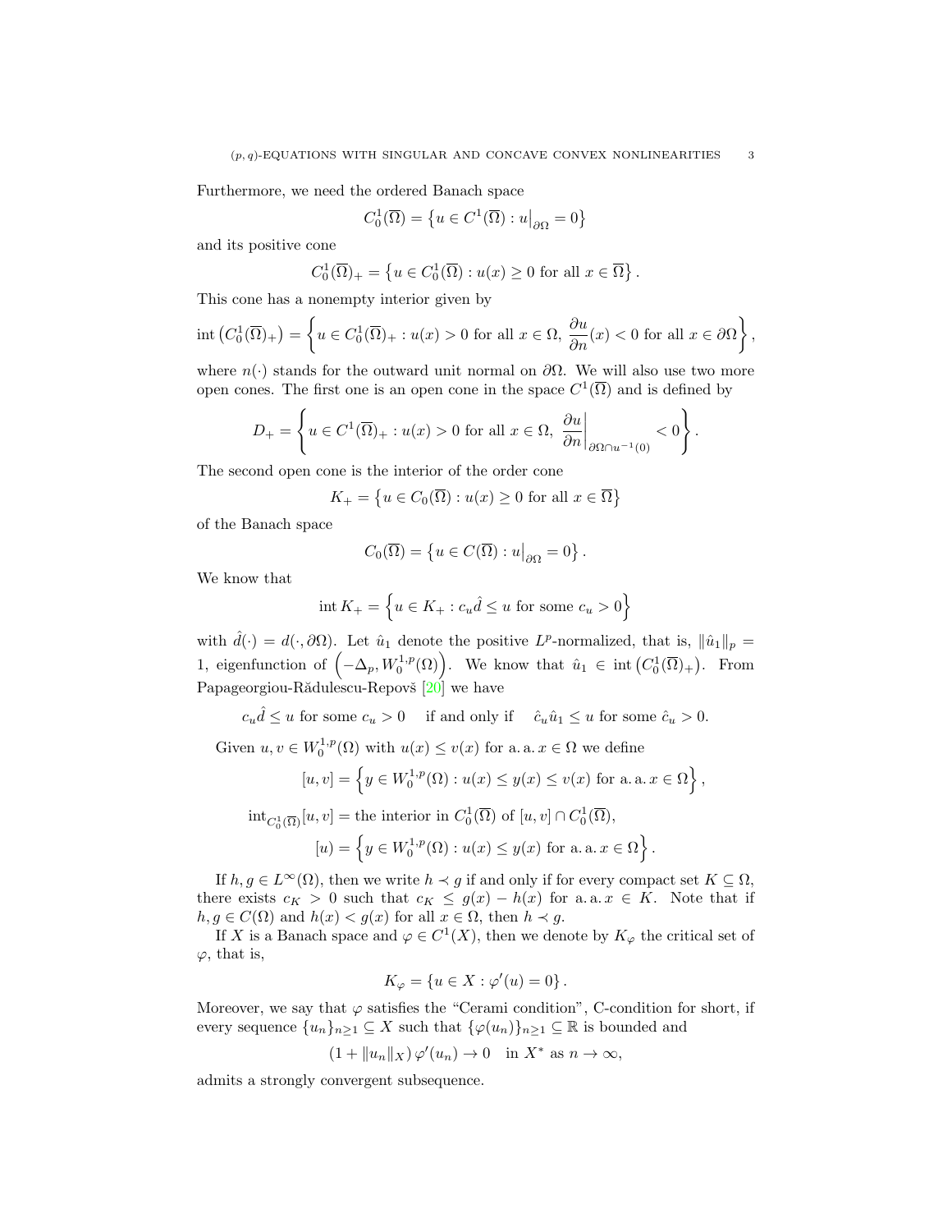Furthermore, we need the ordered Banach space

$$C_0^1(\overline{\Omega}) = \left\{u \in C^1(\overline{\Omega}) : u\big|_{\partial\Omega} = 0\right\}$$

and its positive cone

$$C_0^1(\overline{\Omega})_+ = \left\{u \in C_0^1(\overline{\Omega}) : u(x) \geq 0 \text{ for all } x \in \overline{\Omega}\right\}.$$

This cone has a nonempty interior given by

$$\operatorname{int}\left(C_0^1(\overline{\Omega})_+\right) = \left\{u \in C_0^1(\overline{\Omega})_+ : u(x) > 0 \text{ for all } x \in \Omega,\ \frac{\partial u}{\partial n}(x) < 0 \text{ for all } x \in \partial\Omega\right\},$$

where $n(\cdot)$ stands for the outward unit normal on $\partial\Omega$. We will also use two more open cones. The first one is an open cone in the space $C^1(\overline{\Omega})$ and is defined by

$$D_+ = \left\{u \in C^1(\overline{\Omega})_+ : u(x) > 0 \text{ for all } x \in \Omega,\ \frac{\partial u}{\partial n}\bigg|_{\partial\Omega \cap u^{-1}(0)} < 0\right\}.$$

The second open cone is the interior of the order cone

$$K_+ = \left\{u \in C_0(\overline{\Omega}) : u(x) \geq 0 \text{ for all } x \in \overline{\Omega}\right\}$$

of the Banach space

$$C_0(\overline{\Omega}) = \left\{u \in C(\overline{\Omega}) : u\big|_{\partial\Omega} = 0\right\}.$$

We know that

$$\operatorname{int} K_+ = \left\{u \in K_+ : c_u \hat{d} \leq u \text{ for some } c_u > 0\right\}$$

with $\hat{d}(\cdot) = d(\cdot, \partial\Omega)$. Let $\hat{u}_1$ denote the positive $L^p$-normalized, that is, $\|\hat{u}_1\|_p = 1$, eigenfunction of $\left(-\Delta_p, W_0^{1,p}(\Omega)\right)$. We know that $\hat{u}_1 \in \operatorname{int}\left(C_0^1(\overline{\Omega})_+\right)$. From Papageorgiou-Rădulescu-Repovš [20] we have

$$c_u \hat{d} \leq u \text{ for some } c_u > 0 \quad \text{ if and only if } \quad \hat{c}_u \hat{u}_1 \leq u \text{ for some } \hat{c}_u > 0.$$

Given $u, v \in W_0^{1,p}(\Omega)$ with $u(x) \leq v(x)$ for a. a. $x \in \Omega$ we define

$$[u, v] = \left\{y \in W_0^{1,p}(\Omega) : u(x) \leq y(x) \leq v(x) \text{ for a. a. } x \in \Omega\right\},$$

$$\operatorname{int}_{C_0^1(\overline{\Omega})}[u, v] = \text{the interior in } C_0^1(\overline{\Omega}) \text{ of } [u, v] \cap C_0^1(\overline{\Omega}),$$

$$[u) = \left\{y \in W_0^{1,p}(\Omega) : u(x) \leq y(x) \text{ for a. a. } x \in \Omega\right\}.$$

If $h, g \in L^\infty(\Omega)$, then we write $h \prec g$ if and only if for every compact set $K \subseteq \Omega$, there exists $c_K > 0$ such that $c_K \leq g(x) - h(x)$ for a. a. $x \in K$. Note that if $h, g \in C(\Omega)$ and $h(x) < g(x)$ for all $x \in \Omega$, then $h \prec g$.

If $X$ is a Banach space and $\varphi \in C^1(X)$, then we denote by $K_\varphi$ the critical set of $\varphi$, that is,

$$K_\varphi = \left\{u \in X : \varphi'(u) = 0\right\}.$$

Moreover, we say that $\varphi$ satisfies the "Cerami condition", C-condition for short, if every sequence $\{u_n\}_{n\geq 1} \subseteq X$ such that $\{\varphi(u_n)\}_{n\geq 1} \subseteq \mathbb{R}$ is bounded and

$$(1 + \|u_n\|_X)\, \varphi'(u_n) \to 0 \quad \text{in } X^* \text{ as } n \to \infty,$$

admits a strongly convergent subsequence.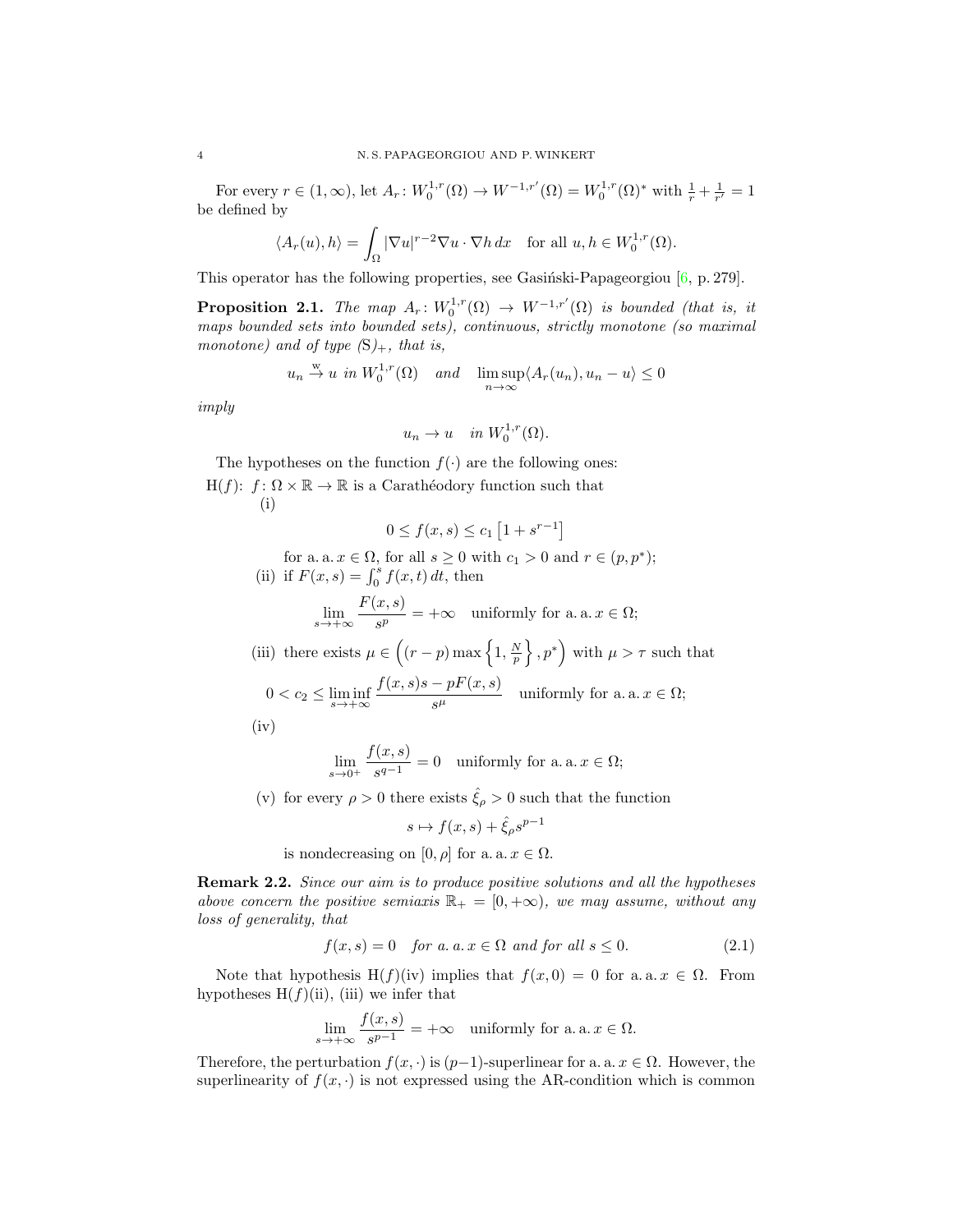For every $r \in (1, \infty)$, let $A_r : W_0^{1,r}(\Omega) \to W^{-1,r'}(\Omega) = W_0^{1,r}(\Omega)^*$ with $\frac{1}{r} + \frac{1}{r'} = 1$ be defined by

$$\langle A_r(u), h \rangle = \int_\Omega |\nabla u|^{r-2} \nabla u \cdot \nabla h \, dx \quad \text{for all } u, h \in W_0^{1,r}(\Omega).$$

This operator has the following properties, see Gasiński-Papageorgiou [6, p. 279].

**Proposition 2.1.** *The map $A_r : W_0^{1,r}(\Omega) \to W^{-1,r'}(\Omega)$ is bounded (that is, it maps bounded sets into bounded sets), continuous, strictly monotone (so maximal monotone) and of type* $(\mathrm{S})_+$*, that is,*

$$u_n \overset{\mathrm{w}}{\to} u \text{ in } W_0^{1,r}(\Omega) \quad \text{and} \quad \limsup_{n\to\infty} \langle A_r(u_n), u_n - u \rangle \le 0$$

*imply*

$$u_n \to u \quad \text{in } W_0^{1,r}(\Omega).$$

The hypotheses on the function $f(\cdot)$ are the following ones:

H($f$): $f : \Omega \times \mathbb{R} \to \mathbb{R}$ is a Carathéodory function such that

(i)
$$0 \le f(x, s) \le c_1 \left[1 + s^{r-1}\right]$$
for a. a. $x \in \Omega$, for all $s \ge 0$ with $c_1 > 0$ and $r \in (p, p^*)$;

(ii) if $F(x, s) = \int_0^s f(x, t)\, dt$, then
$$\lim_{s\to+\infty} \frac{F(x, s)}{s^p} = +\infty \quad \text{uniformly for a. a. } x \in \Omega;$$

(iii) there exists $\mu \in \left((r - p) \max\left\{1, \frac{N}{p}\right\}, p^*\right)$ with $\mu > \tau$ such that
$$0 < c_2 \le \liminf_{s\to+\infty} \frac{f(x, s)s - pF(x, s)}{s^\mu} \quad \text{uniformly for a. a. } x \in \Omega;$$

(iv)
$$\lim_{s\to 0^+} \frac{f(x, s)}{s^{q-1}} = 0 \quad \text{uniformly for a. a. } x \in \Omega;$$

(v) for every $\rho > 0$ there exists $\hat{\xi}_\rho > 0$ such that the function
$$s \mapsto f(x, s) + \hat{\xi}_\rho s^{p-1}$$
is nondecreasing on $[0, \rho]$ for a. a. $x \in \Omega$.

**Remark 2.2.** *Since our aim is to produce positive solutions and all the hypotheses above concern the positive semiaxis $\mathbb{R}_+ = [0, +\infty)$, we may assume, without any loss of generality, that*

$$f(x, s) = 0 \quad \text{for a. a. } x \in \Omega \text{ and for all } s \le 0. \tag{2.1}$$

Note that hypothesis H($f$)(iv) implies that $f(x, 0) = 0$ for a. a. $x \in \Omega$. From hypotheses H($f$)(ii), (iii) we infer that

$$\lim_{s\to+\infty} \frac{f(x, s)}{s^{p-1}} = +\infty \quad \text{uniformly for a. a. } x \in \Omega.$$

Therefore, the perturbation $f(x, \cdot)$ is $(p-1)$-superlinear for a. a. $x \in \Omega$. However, the superlinearity of $f(x, \cdot)$ is not expressed using the AR-condition which is common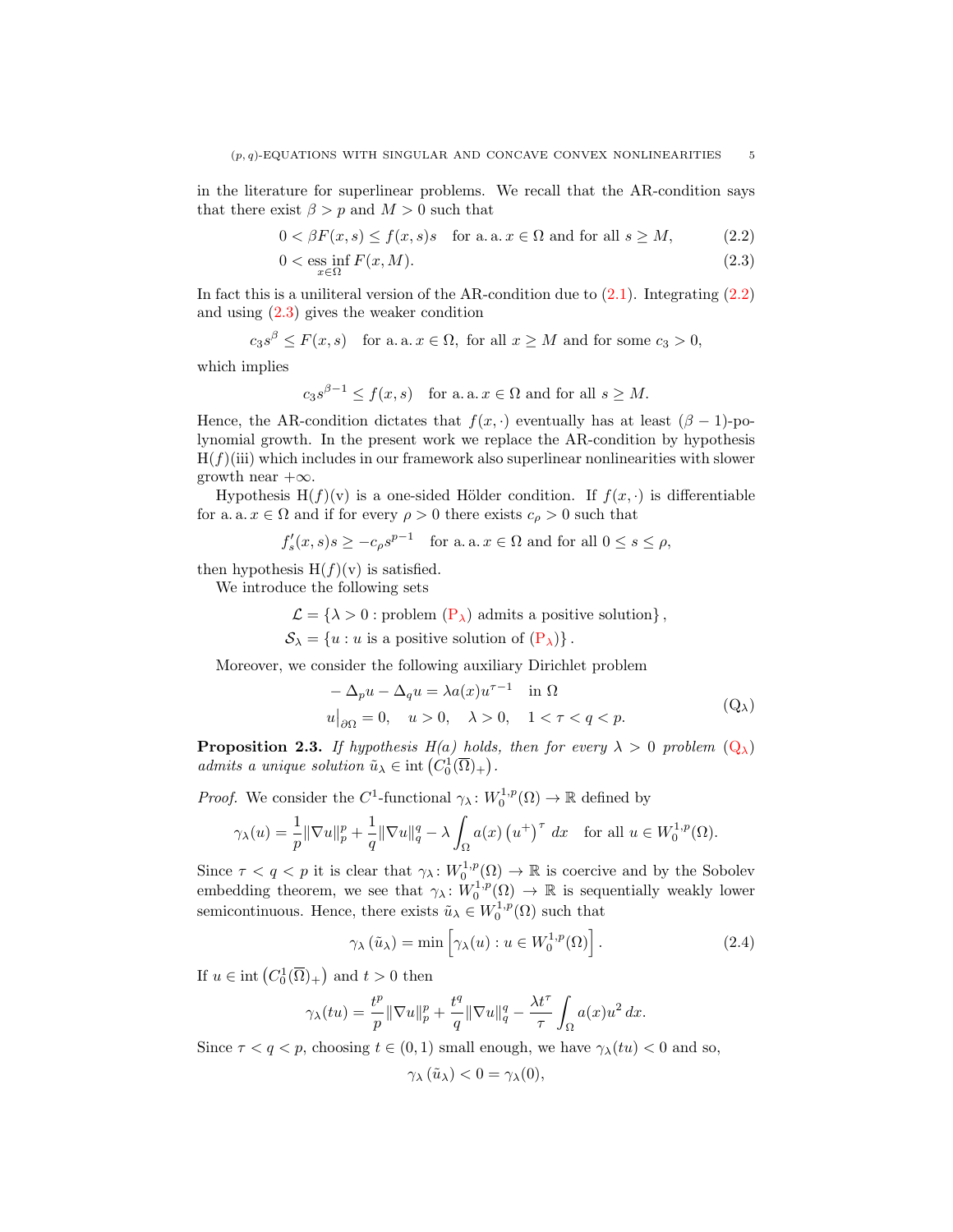in the literature for superlinear problems. We recall that the AR-condition says that there exist $\beta > p$ and $M > 0$ such that

$$0 < \beta F(x, s) \leq f(x, s)s \quad \text{for a. a. } x \in \Omega \text{ and for all } s \geq M, \tag{2.2}$$

$$0 < \operatorname*{ess\,inf}_{x\in\Omega} F(x, M). \tag{2.3}$$

In fact this is a unilateral version of the AR-condition due to (2.1). Integrating (2.2) and using (2.3) gives the weaker condition

$$c_3 s^\beta \leq F(x, s) \quad \text{for a. a. } x \in \Omega, \text{ for all } x \geq M \text{ and for some } c_3 > 0,$$

which implies

$$c_3 s^{\beta-1} \leq f(x, s) \quad \text{for a. a. } x \in \Omega \text{ and for all } s \geq M.$$

Hence, the AR-condition dictates that $f(x, \cdot)$ eventually has at least $(\beta - 1)$-polynomial growth. In the present work we replace the AR-condition by hypothesis H$(f)$(iii) which includes in our framework also superlinear nonlinearities with slower growth near $+\infty$.

Hypothesis H$(f)$(v) is a one-sided Hölder condition. If $f(x, \cdot)$ is differentiable for a. a. $x \in \Omega$ and if for every $\rho > 0$ there exists $c_\rho > 0$ such that

$$f'_s(x, s)s \geq -c_\rho s^{p-1} \quad \text{for a. a. } x \in \Omega \text{ and for all } 0 \leq s \leq \rho,$$

then hypothesis H$(f)$(v) is satisfied.

We introduce the following sets

$$\mathcal{L} = \{\lambda > 0 : \text{problem } (\mathrm{P}_\lambda) \text{ admits a positive solution}\},$$
$$\mathcal{S}_\lambda = \{u : u \text{ is a positive solution of } (\mathrm{P}_\lambda)\}.$$

Moreover, we consider the following auxiliary Dirichlet problem

$$\begin{aligned} & -\Delta_p u - \Delta_q u = \lambda a(x) u^{\tau-1} \quad \text{in } \Omega \\ & u\big|_{\partial\Omega} = 0, \quad u > 0, \quad \lambda > 0, \quad 1 < \tau < q < p. \end{aligned} \tag{$\mathrm{Q}_\lambda$}$$

**Proposition 2.3.** *If hypothesis H(a) holds, then for every $\lambda > 0$ problem* $(\mathrm{Q}_\lambda)$ *admits a unique solution* $\tilde{u}_\lambda \in \operatorname{int}\left(C_0^1(\overline{\Omega})_+\right)$.

*Proof.* We consider the $C^1$-functional $\gamma_\lambda \colon W_0^{1,p}(\Omega) \to \mathbb{R}$ defined by

$$\gamma_\lambda(u) = \frac{1}{p}\|\nabla u\|_p^p + \frac{1}{q}\|\nabla u\|_q^q - \lambda \int_\Omega a(x)\left(u^+\right)^\tau dx \quad \text{for all } u \in W_0^{1,p}(\Omega).$$

Since $\tau < q < p$ it is clear that $\gamma_\lambda \colon W_0^{1,p}(\Omega) \to \mathbb{R}$ is coercive and by the Sobolev embedding theorem, we see that $\gamma_\lambda \colon W_0^{1,p}(\Omega) \to \mathbb{R}$ is sequentially weakly lower semicontinuous. Hence, there exists $\tilde{u}_\lambda \in W_0^{1,p}(\Omega)$ such that

$$\gamma_\lambda\left(\tilde{u}_\lambda\right) = \min\left[\gamma_\lambda(u) : u \in W_0^{1,p}(\Omega)\right]. \tag{2.4}$$

If $u \in \operatorname{int}\left(C_0^1(\overline{\Omega})_+\right)$ and $t > 0$ then

$$\gamma_\lambda(tu) = \frac{t^p}{p}\|\nabla u\|_p^p + \frac{t^q}{q}\|\nabla u\|_q^q - \frac{\lambda t^\tau}{\tau}\int_\Omega a(x)u^2\, dx.$$

Since $\tau < q < p$, choosing $t \in (0, 1)$ small enough, we have $\gamma_\lambda(tu) < 0$ and so,

$$\gamma_\lambda\left(\tilde{u}_\lambda\right) < 0 = \gamma_\lambda(0),$$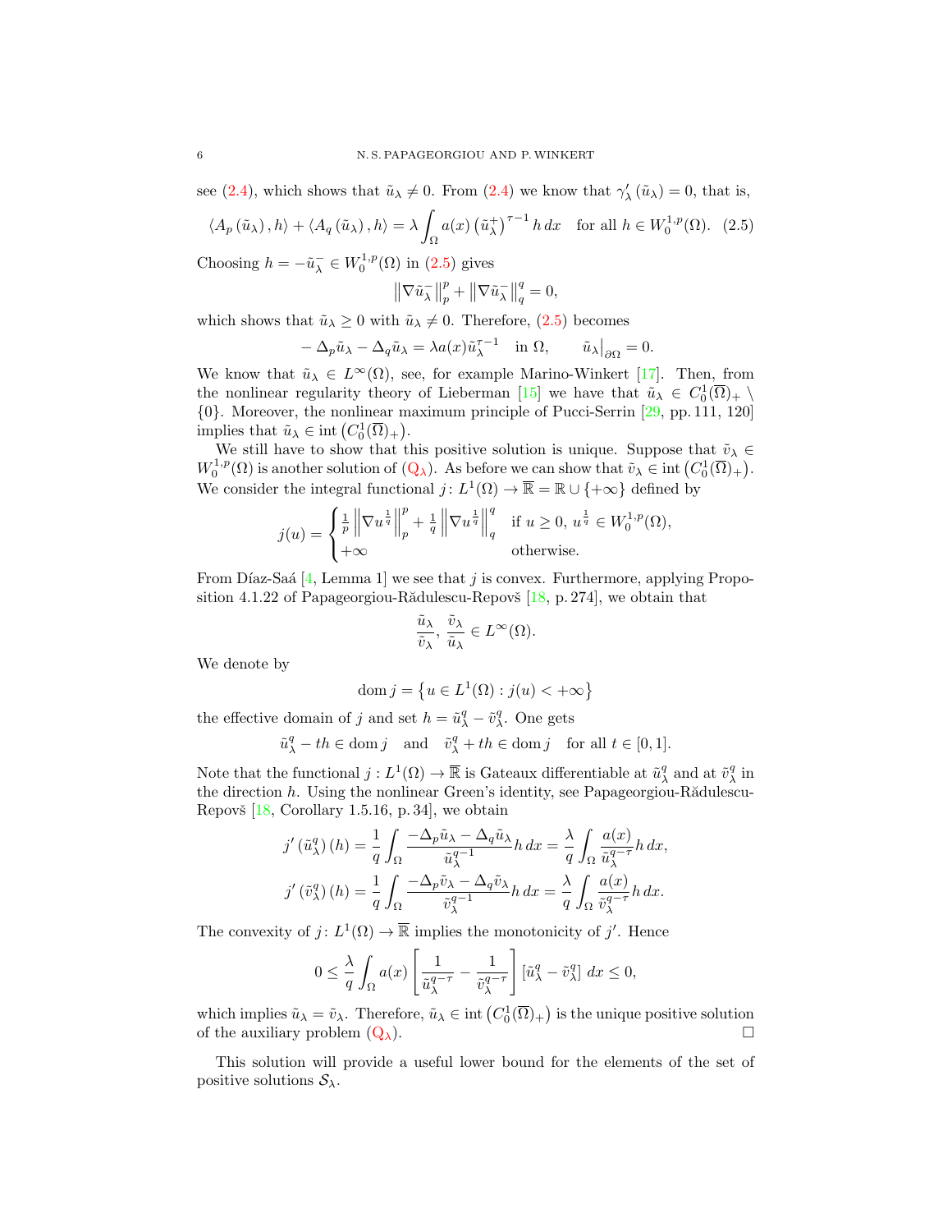see (2.4), which shows that $\tilde{u}_\lambda \neq 0$. From (2.4) we know that $\gamma_\lambda'(\tilde{u}_\lambda) = 0$, that is,

$$\langle A_p(\tilde{u}_\lambda), h\rangle + \langle A_q(\tilde{u}_\lambda), h\rangle = \lambda \int_\Omega a(x) \left(\tilde{u}_\lambda^+\right)^{\tau-1} h\,dx \quad \text{for all } h \in W_0^{1,p}(\Omega). \tag{2.5}$$

Choosing $h = -\tilde{u}_\lambda^- \in W_0^{1,p}(\Omega)$ in (2.5) gives

$$\left\|\nabla \tilde{u}_\lambda^-\right\|_p^p + \left\|\nabla \tilde{u}_\lambda^-\right\|_q^q = 0,$$

which shows that $\tilde{u}_\lambda \geq 0$ with $\tilde{u}_\lambda \neq 0$. Therefore, (2.5) becomes

$$-\Delta_p \tilde{u}_\lambda - \Delta_q \tilde{u}_\lambda = \lambda a(x) \tilde{u}_\lambda^{\tau-1} \quad \text{in } \Omega, \qquad \tilde{u}_\lambda\big|_{\partial\Omega} = 0.$$

We know that $\tilde{u}_\lambda \in L^\infty(\Omega)$, see, for example Marino-Winkert [17]. Then, from the nonlinear regularity theory of Lieberman [15] we have that $\tilde{u}_\lambda \in C_0^1(\overline{\Omega})_+ \setminus \{0\}$. Moreover, the nonlinear maximum principle of Pucci-Serrin [29, pp. 111, 120] implies that $\tilde{u}_\lambda \in \operatorname{int}\left(C_0^1(\overline{\Omega})_+\right)$.

We still have to show that this positive solution is unique. Suppose that $\tilde{v}_\lambda \in W_0^{1,p}(\Omega)$ is another solution of (Q$_\lambda$). As before we can show that $\tilde{v}_\lambda \in \operatorname{int}\left(C_0^1(\overline{\Omega})_+\right)$. We consider the integral functional $j\colon L^1(\Omega) \to \overline{\mathbb{R}} = \mathbb{R} \cup \{+\infty\}$ defined by

$$j(u) = \begin{cases} \frac{1}{p}\left\|\nabla u^{\frac{1}{q}}\right\|_p^p + \frac{1}{q}\left\|\nabla u^{\frac{1}{q}}\right\|_q^q & \text{if } u \geq 0,\ u^{\frac{1}{q}} \in W_0^{1,p}(\Omega),\\ +\infty & \text{otherwise.}\end{cases}$$

From Díaz-Saá [4, Lemma 1] we see that $j$ is convex. Furthermore, applying Proposition 4.1.22 of Papageorgiou-Rădulescu-Repovš [18, p. 274], we obtain that

$$\frac{\tilde{u}_\lambda}{\tilde{v}_\lambda},\ \frac{\tilde{v}_\lambda}{\tilde{u}_\lambda} \in L^\infty(\Omega).$$

We denote by

$$\operatorname{dom} j = \left\{u \in L^1(\Omega) : j(u) < +\infty\right\}$$

the effective domain of $j$ and set $h = \tilde{u}_\lambda^q - \tilde{v}_\lambda^q$. One gets

$$\tilde{u}_\lambda^q - th \in \operatorname{dom} j \quad \text{and} \quad \tilde{v}_\lambda^q + th \in \operatorname{dom} j \quad \text{for all } t \in [0,1].$$

Note that the functional $j : L^1(\Omega) \to \overline{\mathbb{R}}$ is Gateaux differentiable at $\tilde{u}_\lambda^q$ and at $\tilde{v}_\lambda^q$ in the direction $h$. Using the nonlinear Green's identity, see Papageorgiou-Rădulescu-Repovš [18, Corollary 1.5.16, p. 34], we obtain

$$\begin{aligned}
j'\left(\tilde{u}_\lambda^q\right)(h) &= \frac{1}{q}\int_\Omega \frac{-\Delta_p \tilde{u}_\lambda - \Delta_q \tilde{u}_\lambda}{\tilde{u}_\lambda^{q-1}} h\,dx = \frac{\lambda}{q}\int_\Omega \frac{a(x)}{\tilde{u}_\lambda^{q-\tau}} h\,dx,\\
j'\left(\tilde{v}_\lambda^q\right)(h) &= \frac{1}{q}\int_\Omega \frac{-\Delta_p \tilde{v}_\lambda - \Delta_q \tilde{v}_\lambda}{\tilde{v}_\lambda^{q-1}} h\,dx = \frac{\lambda}{q}\int_\Omega \frac{a(x)}{\tilde{v}_\lambda^{q-\tau}} h\,dx.
\end{aligned}$$

The convexity of $j\colon L^1(\Omega) \to \overline{\mathbb{R}}$ implies the monotonicity of $j'$. Hence

$$0 \leq \frac{\lambda}{q}\int_\Omega a(x)\left[\frac{1}{\tilde{u}_\lambda^{q-\tau}} - \frac{1}{\tilde{v}_\lambda^{q-\tau}}\right]\left[\tilde{u}_\lambda^q - \tilde{v}_\lambda^q\right] dx \leq 0,$$

which implies $\tilde{u}_\lambda = \tilde{v}_\lambda$. Therefore, $\tilde{u}_\lambda \in \operatorname{int}\left(C_0^1(\overline{\Omega})_+\right)$ is the unique positive solution of the auxiliary problem (Q$_\lambda$). $\square$

This solution will provide a useful lower bound for the elements of the set of positive solutions $\mathcal{S}_\lambda$.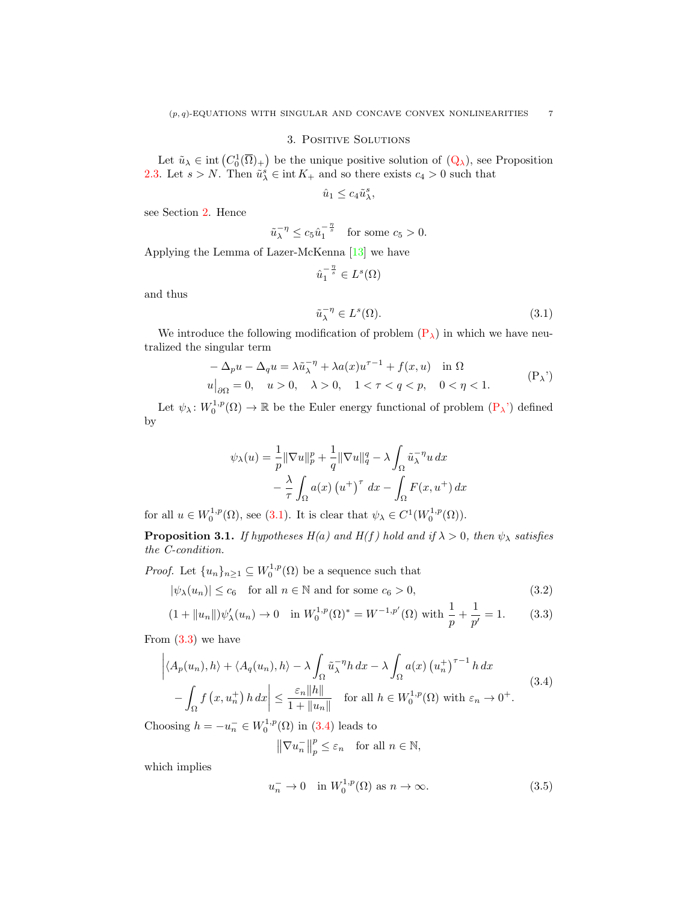## 3. Positive Solutions

Let $\tilde{u}_\lambda \in \operatorname{int}\left(C_0^1(\overline{\Omega})_+\right)$ be the unique positive solution of (Q$_\lambda$), see Proposition 2.3. Let $s > N$. Then $\tilde{u}_\lambda^s \in \operatorname{int} K_+$ and so there exists $c_4 > 0$ such that

$$\hat{u}_1 \leq c_4 \tilde{u}_\lambda^s,$$

see Section 2. Hence

$$\tilde{u}_\lambda^{-\eta} \leq c_5 \hat{u}_1^{-\frac{\eta}{s}} \quad \text{for some } c_5 > 0.$$

Applying the Lemma of Lazer-McKenna [13] we have

$$\hat{u}_1^{-\frac{\eta}{s}} \in L^s(\Omega)$$

and thus

$$\tilde{u}_\lambda^{-\eta} \in L^s(\Omega). \tag{3.1}$$

We introduce the following modification of problem (P$_\lambda$) in which we have neutralized the singular term

$$\begin{aligned}
&-\Delta_p u - \Delta_q u = \lambda \tilde{u}_\lambda^{-\eta} + \lambda a(x) u^{\tau-1} + f(x,u) \quad \text{in } \Omega\\
&u\big|_{\partial\Omega} = 0, \quad u > 0, \quad \lambda > 0, \quad 1 < \tau < q < p, \quad 0 < \eta < 1.
\end{aligned} \tag{P$_\lambda$'}$$

Let $\psi_\lambda \colon W_0^{1,p}(\Omega) \to \mathbb{R}$ be the Euler energy functional of problem (P$_\lambda$') defined by

$$\begin{aligned}
\psi_\lambda(u) = &\frac{1}{p}\|\nabla u\|_p^p + \frac{1}{q}\|\nabla u\|_q^q - \lambda \int_\Omega \tilde{u}_\lambda^{-\eta} u \, dx\\
&- \frac{\lambda}{\tau} \int_\Omega a(x) \left(u^+\right)^\tau \, dx - \int_\Omega F(x, u^+) \, dx
\end{aligned}$$

for all $u \in W_0^{1,p}(\Omega)$, see (3.1). It is clear that $\psi_\lambda \in C^1(W_0^{1,p}(\Omega))$.

**Proposition 3.1.** *If hypotheses H(a) and H(f) hold and if $\lambda > 0$, then $\psi_\lambda$ satisfies the C-condition.*

*Proof.* Let $\{u_n\}_{n\geq 1} \subseteq W_0^{1,p}(\Omega)$ be a sequence such that

$$|\psi_\lambda(u_n)| \leq c_6 \quad \text{for all } n \in \mathbb{N} \text{ and for some } c_6 > 0, \tag{3.2}$$

$$(1 + \|u_n\|)\psi_\lambda'(u_n) \to 0 \quad \text{in } W_0^{1,p}(\Omega)^* = W^{-1,p'}(\Omega) \text{ with } \frac{1}{p} + \frac{1}{p'} = 1. \tag{3.3}$$

From (3.3) we have

$$\begin{aligned}
&\bigg| \langle A_p(u_n), h\rangle + \langle A_q(u_n), h\rangle - \lambda \int_\Omega \tilde{u}_\lambda^{-\eta} h \, dx - \lambda \int_\Omega a(x) \left(u_n^+\right)^{\tau-1} h \, dx\\
&\quad - \int_\Omega f\left(x, u_n^+\right) h \, dx \bigg| \leq \frac{\varepsilon_n \|h\|}{1 + \|u_n\|} \quad \text{for all } h \in W_0^{1,p}(\Omega) \text{ with } \varepsilon_n \to 0^+.
\end{aligned} \tag{3.4}$$

Choosing $h = -u_n^- \in W_0^{1,p}(\Omega)$ in (3.4) leads to

$$\left\|\nabla u_n^-\right\|_p^p \leq \varepsilon_n \quad \text{for all } n \in \mathbb{N},$$

which implies

$$u_n^- \to 0 \quad \text{in } W_0^{1,p}(\Omega) \text{ as } n \to \infty. \tag{3.5}$$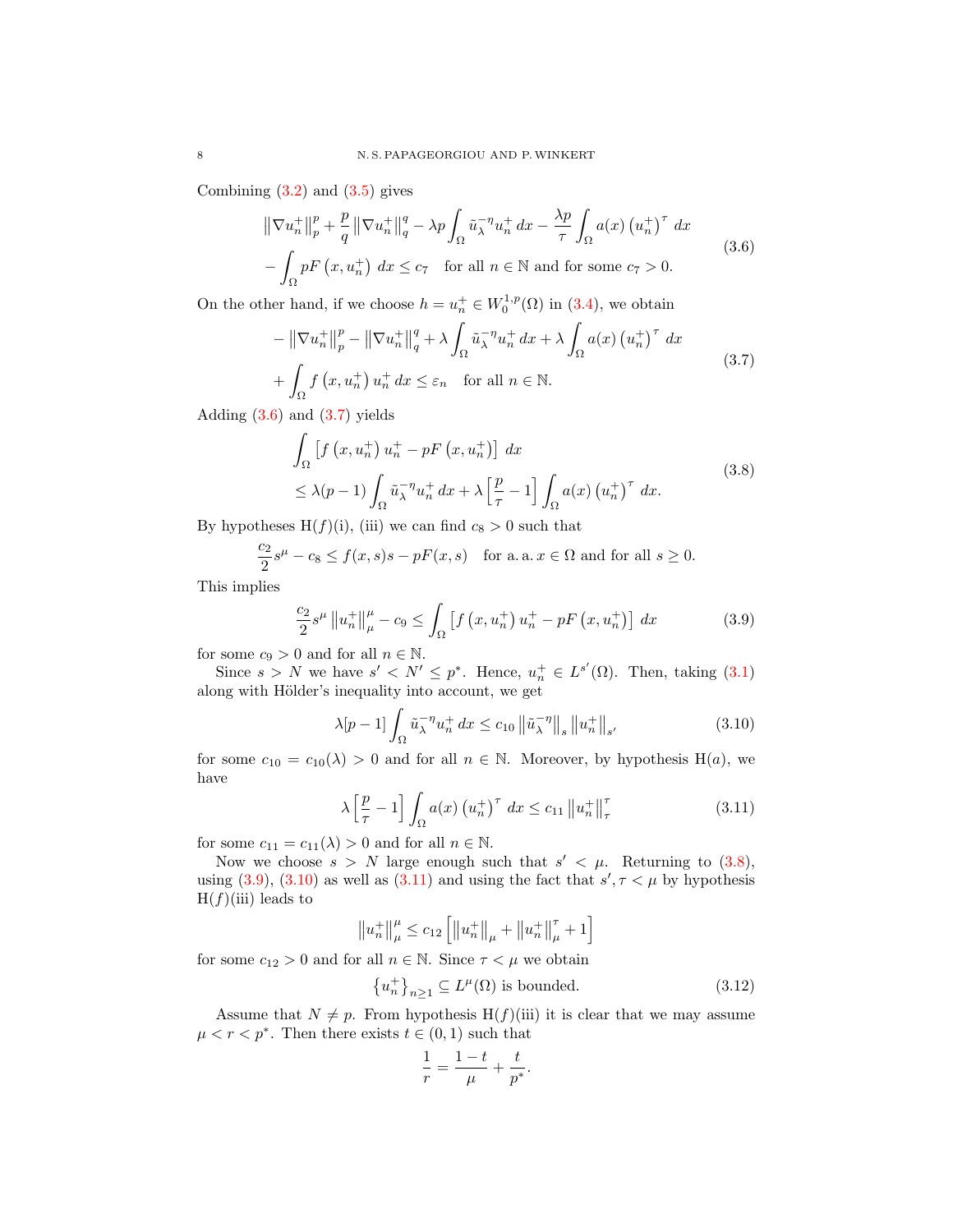Combining (3.2) and (3.5) gives

$$
\begin{aligned}
&\left\|\nabla u_n^+\right\|_p^p + \frac{p}{q}\left\|\nabla u_n^+\right\|_q^q - \lambda p \int_\Omega \tilde{u}_\lambda^{-\eta} u_n^+ \, dx - \frac{\lambda p}{\tau}\int_\Omega a(x)\left(u_n^+\right)^\tau \, dx \\
&-\int_\Omega pF\left(x, u_n^+\right) \, dx \leq c_7 \quad \text{for all } n \in \mathbb{N} \text{ and for some } c_7 > 0.
\end{aligned} \tag{3.6}
$$

On the other hand, if we choose $h = u_n^+ \in W_0^{1,p}(\Omega)$ in (3.4), we obtain

$$
\begin{aligned}
&-\left\|\nabla u_n^+\right\|_p^p - \left\|\nabla u_n^+\right\|_q^q + \lambda \int_\Omega \tilde{u}_\lambda^{-\eta} u_n^+ \, dx + \lambda \int_\Omega a(x)\left(u_n^+\right)^\tau \, dx \\
&+\int_\Omega f\left(x, u_n^+\right) u_n^+ \, dx \leq \varepsilon_n \quad \text{for all } n \in \mathbb{N}.
\end{aligned} \tag{3.7}
$$

Adding (3.6) and (3.7) yields

$$
\begin{aligned}
&\int_\Omega \left[f\left(x, u_n^+\right) u_n^+ - pF\left(x, u_n^+\right)\right] \, dx \\
&\leq \lambda(p-1)\int_\Omega \tilde{u}_\lambda^{-\eta} u_n^+ \, dx + \lambda\left[\frac{p}{\tau} - 1\right]\int_\Omega a(x)\left(u_n^+\right)^\tau \, dx.
\end{aligned} \tag{3.8}
$$

By hypotheses H$(f)$(i), (iii) we can find $c_8 > 0$ such that

$$
\frac{c_2}{2}s^\mu - c_8 \leq f(x,s)s - pF(x,s) \quad \text{for a. a. } x \in \Omega \text{ and for all } s \geq 0.
$$

This implies

$$
\frac{c_2}{2}s^\mu \left\|u_n^+\right\|_\mu^\mu - c_9 \leq \int_\Omega \left[f\left(x, u_n^+\right) u_n^+ - pF\left(x, u_n^+\right)\right] \, dx \tag{3.9}
$$

for some $c_9 > 0$ and for all $n \in \mathbb{N}$.

Since $s > N$ we have $s' < N' \leq p^*$. Hence, $u_n^+ \in L^{s'}(\Omega)$. Then, taking (3.1) along with Hölder's inequality into account, we get

$$
\lambda[p-1]\int_\Omega \tilde{u}_\lambda^{-\eta} u_n^+ \, dx \leq c_{10}\left\|\tilde{u}_\lambda^{-\eta}\right\|_s \left\|u_n^+\right\|_{s'} \tag{3.10}
$$

for some $c_{10} = c_{10}(\lambda) > 0$ and for all $n \in \mathbb{N}$. Moreover, by hypothesis H$(a)$, we have

$$
\lambda\left[\frac{p}{\tau} - 1\right]\int_\Omega a(x)\left(u_n^+\right)^\tau \, dx \leq c_{11}\left\|u_n^+\right\|_\tau^\tau \tag{3.11}
$$

for some $c_{11} = c_{11}(\lambda) > 0$ and for all $n \in \mathbb{N}$.

Now we choose $s > N$ large enough such that $s' < \mu$. Returning to (3.8), using (3.9), (3.10) as well as (3.11) and using the fact that $s', \tau < \mu$ by hypothesis H$(f)$(iii) leads to

$$
\left\|u_n^+\right\|_\mu^\mu \leq c_{12}\left[\left\|u_n^+\right\|_\mu + \left\|u_n^+\right\|_\mu^\tau + 1\right]
$$

for some $c_{12} > 0$ and for all $n \in \mathbb{N}$. Since $\tau < \mu$ we obtain

$$
\left\{u_n^+\right\}_{n \geq 1} \subseteq L^\mu(\Omega) \text{ is bounded.} \tag{3.12}
$$

Assume that $N \neq p$. From hypothesis H$(f)$(iii) it is clear that we may assume $\mu < r < p^*$. Then there exists $t \in (0,1)$ such that

$$
\frac{1}{r} = \frac{1-t}{\mu} + \frac{t}{p^*}.
$$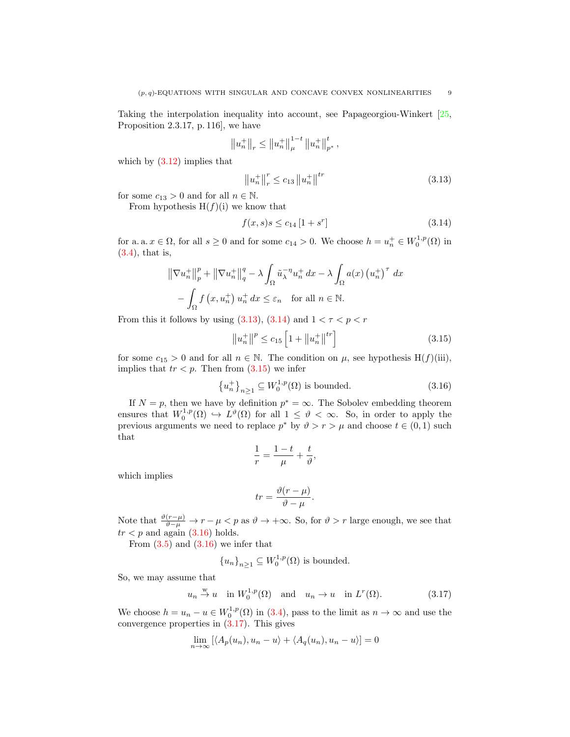Taking the interpolation inequality into account, see Papageorgiou-Winkert [25, Proposition 2.3.17, p. 116], we have

$$\left\|u_n^+\right\|_r \leq \left\|u_n^+\right\|_\mu^{1-t} \left\|u_n^+\right\|_{p^*}^t,$$

which by (3.12) implies that

$$\left\|u_n^+\right\|_r^r \leq c_{13} \left\|u_n^+\right\|^{tr} \tag{3.13}$$

for some $c_{13} > 0$ and for all $n \in \mathbb{N}$.

From hypothesis H$(f)$(i) we know that

$$f(x,s)s \leq c_{14} \left[1 + s^r\right] \tag{3.14}$$

for a. a. $x \in \Omega$, for all $s \geq 0$ and for some $c_{14} > 0$. We choose $h = u_n^+ \in W_0^{1,p}(\Omega)$ in (3.4), that is,

$$\begin{aligned}
&\left\|\nabla u_n^+\right\|_p^p + \left\|\nabla u_n^+\right\|_q^q - \lambda \int_\Omega \tilde{u}_\lambda^{-\eta} u_n^+ \, dx - \lambda \int_\Omega a(x) \left(u_n^+\right)^\tau \, dx \\
&- \int_\Omega f\left(x, u_n^+\right) u_n^+ \, dx \leq \varepsilon_n \quad \text{for all } n \in \mathbb{N}.
\end{aligned}$$

From this it follows by using (3.13), (3.14) and $1 < \tau < p < r$

$$\left\|u_n^+\right\|^p \leq c_{15} \left[1 + \left\|u_n^+\right\|^{tr}\right] \tag{3.15}$$

for some $c_{15} > 0$ and for all $n \in \mathbb{N}$. The condition on $\mu$, see hypothesis H$(f)$(iii), implies that $tr < p$. Then from (3.15) we infer

$$\left\{u_n^+\right\}_{n \geq 1} \subseteq W_0^{1,p}(\Omega) \text{ is bounded.} \tag{3.16}$$

If $N = p$, then we have by definition $p^* = \infty$. The Sobolev embedding theorem ensures that $W_0^{1,p}(\Omega) \hookrightarrow L^\vartheta(\Omega)$ for all $1 \leq \vartheta < \infty$. So, in order to apply the previous arguments we need to replace $p^*$ by $\vartheta > r > \mu$ and choose $t \in (0,1)$ such that

$$\frac{1}{r} = \frac{1-t}{\mu} + \frac{t}{\vartheta},$$

which implies

$$tr = \frac{\vartheta(r - \mu)}{\vartheta - \mu}.$$

Note that $\frac{\vartheta(r-\mu)}{\vartheta-\mu} \to r - \mu < p$ as $\vartheta \to +\infty$. So, for $\vartheta > r$ large enough, we see that $tr < p$ and again (3.16) holds.

From (3.5) and (3.16) we infer that

$$\left\{u_n\right\}_{n \geq 1} \subseteq W_0^{1,p}(\Omega) \text{ is bounded.}$$

So, we may assume that

$$u_n \overset{\text{w}}{\to} u \quad \text{in } W_0^{1,p}(\Omega) \quad \text{and} \quad u_n \to u \quad \text{in } L^r(\Omega). \tag{3.17}$$

We choose $h = u_n - u \in W_0^{1,p}(\Omega)$ in (3.4), pass to the limit as $n \to \infty$ and use the convergence properties in (3.17). This gives

$$\lim_{n \to \infty} \left[\langle A_p(u_n), u_n - u\rangle + \langle A_q(u_n), u_n - u\rangle\right] = 0$$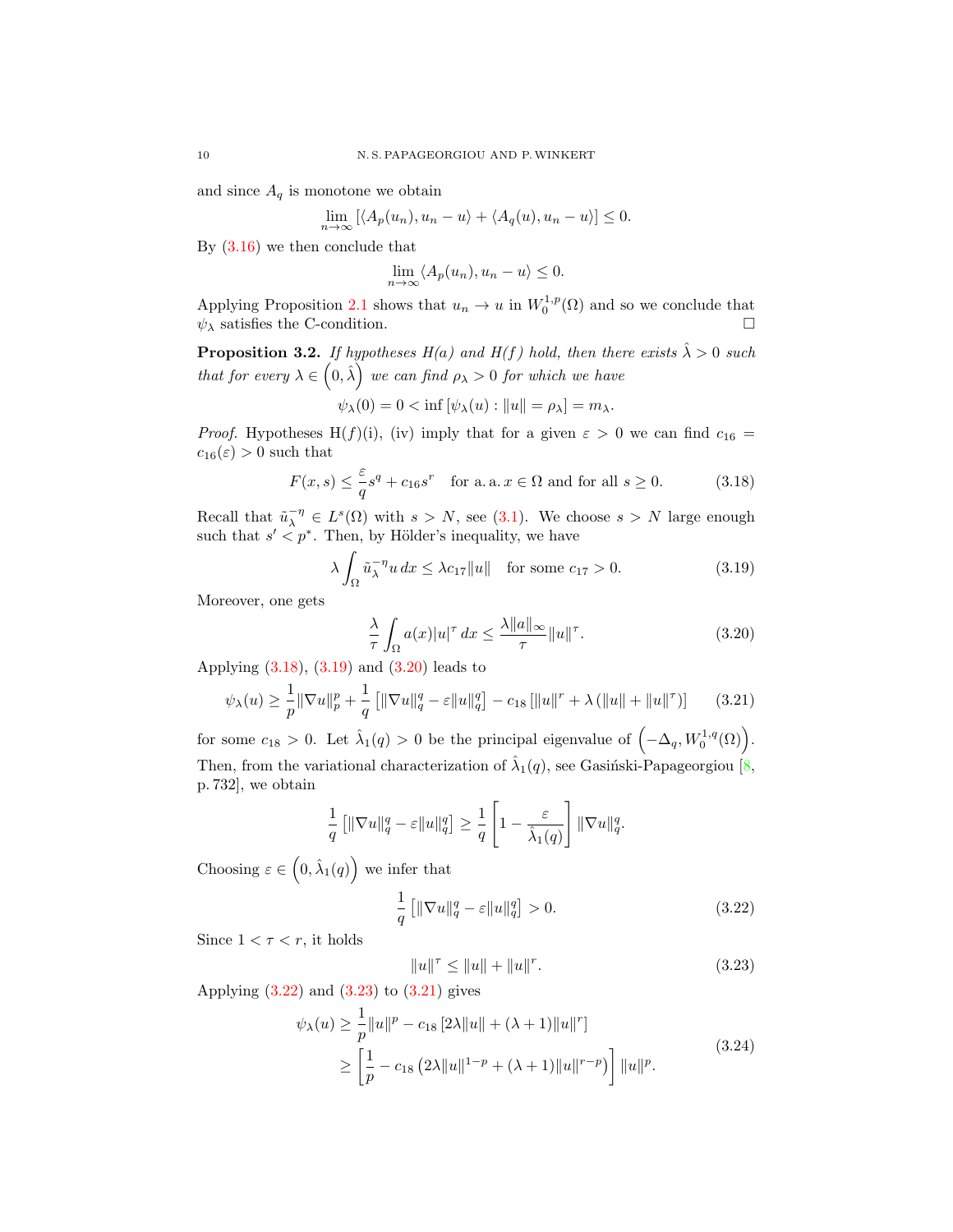and since $A_q$ is monotone we obtain

$$\lim_{n\to\infty} \left[\langle A_p(u_n), u_n - u\rangle + \langle A_q(u), u_n - u\rangle\right] \leq 0.$$

By (3.16) we then conclude that

$$\lim_{n\to\infty} \langle A_p(u_n), u_n - u\rangle \leq 0.$$

Applying Proposition 2.1 shows that $u_n \to u$ in $W_0^{1,p}(\Omega)$ and so we conclude that $\psi_\lambda$ satisfies the C-condition. $\square$

**Proposition 3.2.** *If hypotheses H(a) and H(f) hold, then there exists $\hat{\lambda} > 0$ such that for every $\lambda \in \left(0, \hat{\lambda}\right)$ we can find $\rho_\lambda > 0$ for which we have*

$$\psi_\lambda(0) = 0 < \inf\left[\psi_\lambda(u) : \|u\| = \rho_\lambda\right] = m_\lambda.$$

*Proof.* Hypotheses H$(f)$(i), (iv) imply that for a given $\varepsilon > 0$ we can find $c_{16} = c_{16}(\varepsilon) > 0$ such that

$$F(x,s) \leq \frac{\varepsilon}{q} s^q + c_{16} s^r \quad \text{for a.a. } x \in \Omega \text{ and for all } s \geq 0. \tag{3.18}$$

Recall that $\tilde{u}_\lambda^{-\eta} \in L^s(\Omega)$ with $s > N$, see (3.1). We choose $s > N$ large enough such that $s' < p^*$. Then, by Hölder's inequality, we have

$$\lambda \int_\Omega \tilde{u}_\lambda^{-\eta} u \, dx \leq \lambda c_{17} \|u\| \quad \text{for some } c_{17} > 0. \tag{3.19}$$

Moreover, one gets

$$\frac{\lambda}{\tau} \int_\Omega a(x) |u|^\tau \, dx \leq \frac{\lambda \|a\|_\infty}{\tau} \|u\|^\tau. \tag{3.20}$$

Applying (3.18), (3.19) and (3.20) leads to

$$\psi_\lambda(u) \geq \frac{1}{p} \|\nabla u\|_p^p + \frac{1}{q} \left[\|\nabla u\|_q^q - \varepsilon \|u\|_q^q\right] - c_{18} \left[\|u\|^r + \lambda\left(\|u\| + \|u\|^\tau\right)\right] \tag{3.21}$$

for some $c_{18} > 0$. Let $\hat{\lambda}_1(q) > 0$ be the principal eigenvalue of $\left(-\Delta_q, W_0^{1,q}(\Omega)\right)$. Then, from the variational characterization of $\hat{\lambda}_1(q)$, see Gasiński-Papageorgiou [8, p. 732], we obtain

$$\frac{1}{q} \left[\|\nabla u\|_q^q - \varepsilon \|u\|_q^q\right] \geq \frac{1}{q} \left[1 - \frac{\varepsilon}{\hat{\lambda}_1(q)}\right] \|\nabla u\|_q^q.$$

Choosing $\varepsilon \in \left(0, \hat{\lambda}_1(q)\right)$ we infer that

$$\frac{1}{q} \left[\|\nabla u\|_q^q - \varepsilon \|u\|_q^q\right] > 0. \tag{3.22}$$

Since $1 < \tau < r$, it holds

$$\|u\|^\tau \leq \|u\| + \|u\|^r. \tag{3.23}$$

Applying (3.22) and (3.23) to (3.21) gives

$$\begin{aligned}
\psi_\lambda(u) &\geq \frac{1}{p} \|u\|^p - c_{18} \left[2\lambda \|u\| + (\lambda + 1) \|u\|^r\right] \\
&\geq \left[\frac{1}{p} - c_{18} \left(2\lambda \|u\|^{1-p} + (\lambda + 1) \|u\|^{r-p}\right)\right] \|u\|^p.
\end{aligned} \tag{3.24}$$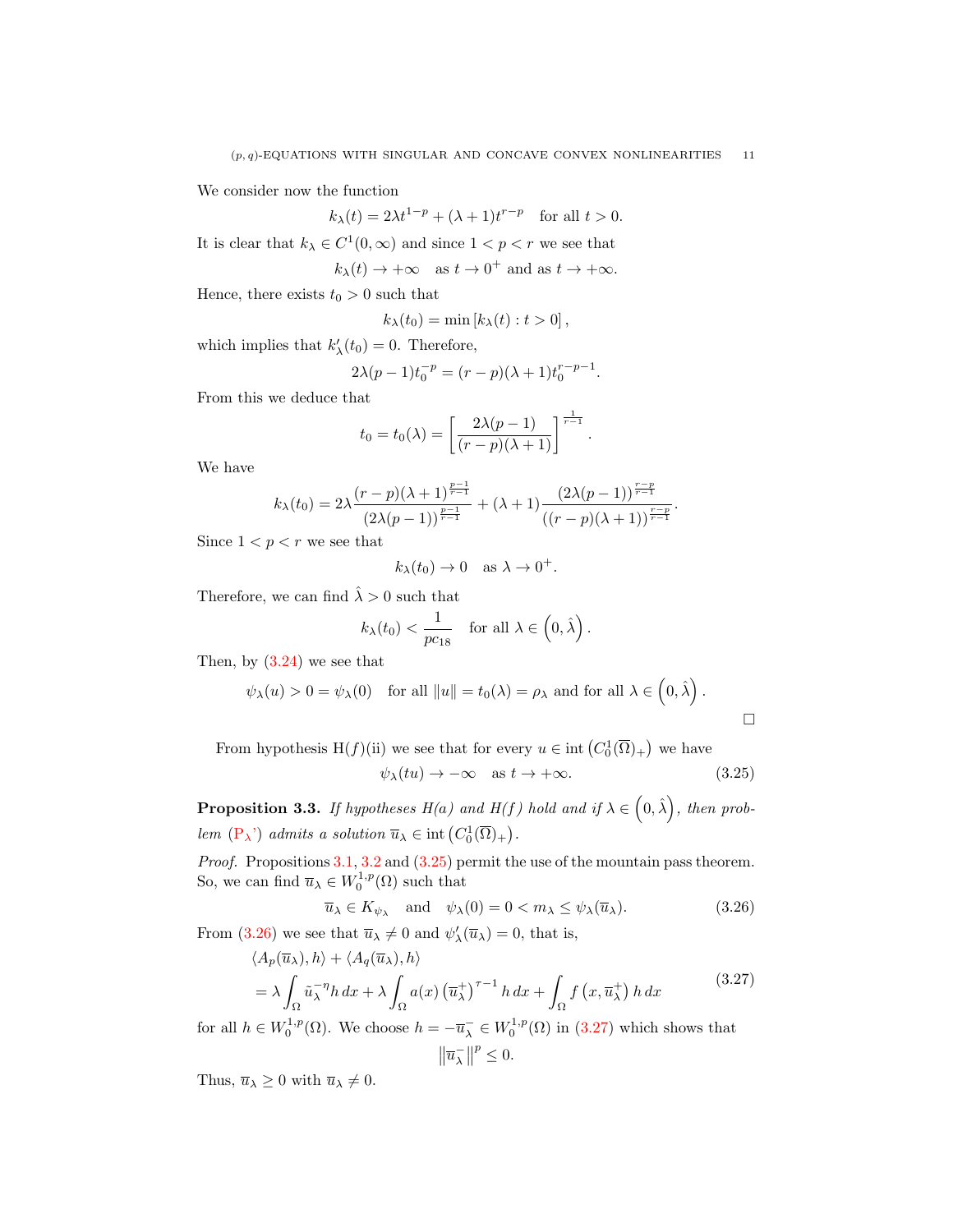We consider now the function

$$k_\lambda(t) = 2\lambda t^{1-p} + (\lambda+1)t^{r-p} \quad \text{for all } t > 0.$$

It is clear that $k_\lambda \in C^1(0,\infty)$ and since $1 < p < r$ we see that

$$k_\lambda(t) \to +\infty \quad \text{as } t \to 0^+ \text{ and as } t \to +\infty.$$

Hence, there exists $t_0 > 0$ such that

$$k_\lambda(t_0) = \min\left[k_\lambda(t) : t > 0\right],$$

which implies that $k_\lambda'(t_0) = 0$. Therefore,

$$2\lambda(p-1)t_0^{-p} = (r-p)(\lambda+1)t_0^{r-p-1}.$$

From this we deduce that

$$t_0 = t_0(\lambda) = \left[\frac{2\lambda(p-1)}{(r-p)(\lambda+1)}\right]^{\frac{1}{r-1}}.$$

We have

$$k_\lambda(t_0) = 2\lambda \frac{(r-p)(\lambda+1)^{\frac{p-1}{r-1}}}{(2\lambda(p-1))^{\frac{p-1}{r-1}}} + (\lambda+1)\frac{(2\lambda(p-1))^{\frac{r-p}{r-1}}}{((r-p)(\lambda+1))^{\frac{r-p}{r-1}}}.$$

Since $1 < p < r$ we see that

$$k_\lambda(t_0) \to 0 \quad \text{as } \lambda \to 0^+.$$

Therefore, we can find $\hat{\lambda} > 0$ such that

$$k_\lambda(t_0) < \frac{1}{pc_{18}} \quad \text{for all } \lambda \in \left(0, \hat{\lambda}\right).$$

Then, by (3.24) we see that

$$\psi_\lambda(u) > 0 = \psi_\lambda(0) \quad \text{for all } \|u\| = t_0(\lambda) = \rho_\lambda \text{ and for all } \lambda \in \left(0, \hat{\lambda}\right).$$

$\square$

From hypothesis H$(f)$(ii) we see that for every $u \in \operatorname{int}\left(C_0^1(\overline{\Omega})_+\right)$ we have

$$\psi_\lambda(tu) \to -\infty \quad \text{as } t \to +\infty. \tag{3.25}$$

**Proposition 3.3.** *If hypotheses H(a) and H(f) hold and if $\lambda \in \left(0, \hat{\lambda}\right)$, then problem (P$_\lambda$') admits a solution $\overline{u}_\lambda \in \operatorname{int}\left(C_0^1(\overline{\Omega})_+\right)$.*

*Proof.* Propositions 3.1, 3.2 and (3.25) permit the use of the mountain pass theorem. So, we can find $\overline{u}_\lambda \in W_0^{1,p}(\Omega)$ such that

$$\overline{u}_\lambda \in K_{\psi_\lambda} \quad \text{and} \quad \psi_\lambda(0) = 0 < m_\lambda \le \psi_\lambda(\overline{u}_\lambda). \tag{3.26}$$

From (3.26) we see that $\overline{u}_\lambda \neq 0$ and $\psi_\lambda'(\overline{u}_\lambda) = 0$, that is,

$$\begin{aligned} &\langle A_p(\overline{u}_\lambda), h\rangle + \langle A_q(\overline{u}_\lambda), h\rangle \\ &= \lambda \int_\Omega \tilde{u}_\lambda^{-\eta} h\,dx + \lambda \int_\Omega a(x)\left(\overline{u}_\lambda^+\right)^{\tau-1} h\,dx + \int_\Omega f\left(x, \overline{u}_\lambda^+\right) h\,dx \end{aligned} \tag{3.27}$$

for all $h \in W_0^{1,p}(\Omega)$. We choose $h = -\overline{u}_\lambda^- \in W_0^{1,p}(\Omega)$ in (3.27) which shows that

$$\left\|\overline{u}_\lambda^-\right\|^p \le 0.$$

Thus, $\overline{u}_\lambda \ge 0$ with $\overline{u}_\lambda \neq 0$.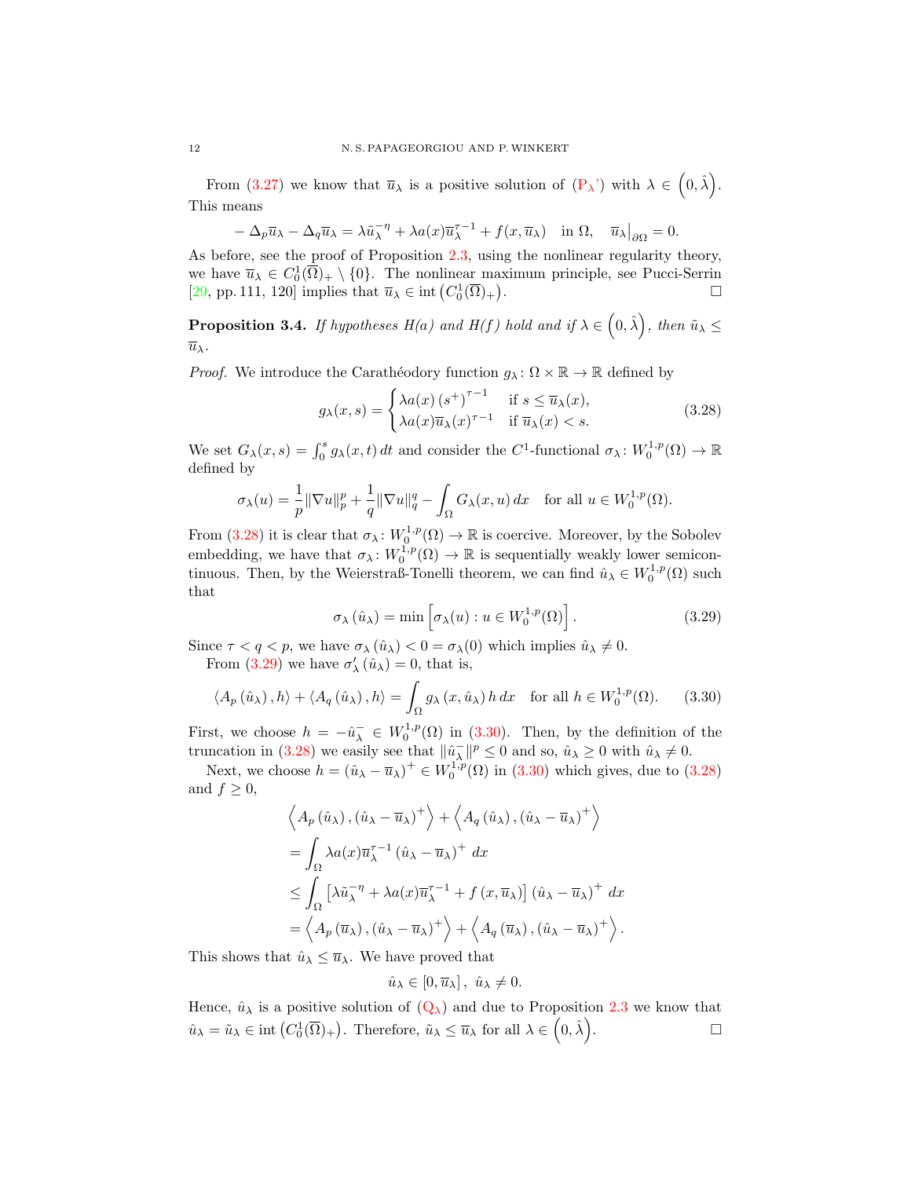From (3.27) we know that $\overline{u}_\lambda$ is a positive solution of ($P_\lambda$') with $\lambda \in \left(0, \hat{\lambda}\right)$. This means

$$-\Delta_p \overline{u}_\lambda - \Delta_q \overline{u}_\lambda = \lambda \tilde{u}_\lambda^{-\eta} + \lambda a(x) \overline{u}_\lambda^{\tau-1} + f(x, \overline{u}_\lambda) \quad \text{in } \Omega, \quad \overline{u}_\lambda\big|_{\partial\Omega} = 0.$$

As before, see the proof of Proposition 2.3, using the nonlinear regularity theory, we have $\overline{u}_\lambda \in C_0^1(\overline{\Omega})_+ \setminus \{0\}$. The nonlinear maximum principle, see Pucci-Serrin [29, pp. 111, 120] implies that $\overline{u}_\lambda \in \operatorname{int}\left(C_0^1(\overline{\Omega})_+\right)$. $\square$

**Proposition 3.4.** *If hypotheses H(a) and H(f) hold and if $\lambda \in \left(0, \hat{\lambda}\right)$, then $\tilde{u}_\lambda \leq \overline{u}_\lambda$.*

*Proof.* We introduce the Carathéodory function $g_\lambda \colon \Omega \times \mathbb{R} \to \mathbb{R}$ defined by

$$g_\lambda(x,s) = \begin{cases} \lambda a(x) \left(s^+\right)^{\tau-1} & \text{if } s \leq \overline{u}_\lambda(x), \\ \lambda a(x) \overline{u}_\lambda(x)^{\tau-1} & \text{if } \overline{u}_\lambda(x) < s. \end{cases} \tag{3.28}$$

We set $G_\lambda(x,s) = \int_0^s g_\lambda(x,t)\,dt$ and consider the $C^1$-functional $\sigma_\lambda \colon W_0^{1,p}(\Omega) \to \mathbb{R}$ defined by

$$\sigma_\lambda(u) = \frac{1}{p}\|\nabla u\|_p^p + \frac{1}{q}\|\nabla u\|_q^q - \int_\Omega G_\lambda(x,u)\,dx \quad \text{for all } u \in W_0^{1,p}(\Omega).$$

From (3.28) it is clear that $\sigma_\lambda \colon W_0^{1,p}(\Omega) \to \mathbb{R}$ is coercive. Moreover, by the Sobolev embedding, we have that $\sigma_\lambda \colon W_0^{1,p}(\Omega) \to \mathbb{R}$ is sequentially weakly lower semicontinuous. Then, by the Weierstraß-Tonelli theorem, we can find $\hat{u}_\lambda \in W_0^{1,p}(\Omega)$ such that

$$\sigma_\lambda\left(\hat{u}_\lambda\right) = \min\left[\sigma_\lambda(u) : u \in W_0^{1,p}(\Omega)\right]. \tag{3.29}$$

Since $\tau < q < p$, we have $\sigma_\lambda\left(\hat{u}_\lambda\right) < 0 = \sigma_\lambda(0)$ which implies $\hat{u}_\lambda \neq 0$.

From (3.29) we have $\sigma_\lambda'\left(\hat{u}_\lambda\right) = 0$, that is,

$$\left\langle A_p\left(\hat{u}_\lambda\right), h\right\rangle + \left\langle A_q\left(\hat{u}_\lambda\right), h\right\rangle = \int_\Omega g_\lambda\left(x, \hat{u}_\lambda\right) h\,dx \quad \text{for all } h \in W_0^{1,p}(\Omega). \tag{3.30}$$

First, we choose $h = -\hat{u}_\lambda^- \in W_0^{1,p}(\Omega)$ in (3.30). Then, by the definition of the truncation in (3.28) we easily see that $\|\hat{u}_\lambda^-\|^p \leq 0$ and so, $\hat{u}_\lambda \geq 0$ with $\hat{u}_\lambda \neq 0$.

Next, we choose $h = \left(\hat{u}_\lambda - \overline{u}_\lambda\right)^+ \in W_0^{1,p}(\Omega)$ in (3.30) which gives, due to (3.28) and $f \geq 0$,

$$\begin{aligned}
&\left\langle A_p\left(\hat{u}_\lambda\right), \left(\hat{u}_\lambda - \overline{u}_\lambda\right)^+\right\rangle + \left\langle A_q\left(\hat{u}_\lambda\right), \left(\hat{u}_\lambda - \overline{u}_\lambda\right)^+\right\rangle \\
&= \int_\Omega \lambda a(x) \overline{u}_\lambda^{\tau-1}\left(\hat{u}_\lambda - \overline{u}_\lambda\right)^+ dx \\
&\leq \int_\Omega \left[\lambda \tilde{u}_\lambda^{-\eta} + \lambda a(x)\overline{u}_\lambda^{\tau-1} + f\left(x, \overline{u}_\lambda\right)\right]\left(\hat{u}_\lambda - \overline{u}_\lambda\right)^+ dx \\
&= \left\langle A_p\left(\overline{u}_\lambda\right), \left(\hat{u}_\lambda - \overline{u}_\lambda\right)^+\right\rangle + \left\langle A_q\left(\overline{u}_\lambda\right), \left(\hat{u}_\lambda - \overline{u}_\lambda\right)^+\right\rangle.
\end{aligned}$$

This shows that $\hat{u}_\lambda \leq \overline{u}_\lambda$. We have proved that

$$\hat{u}_\lambda \in \left[0, \overline{u}_\lambda\right], \ \hat{u}_\lambda \neq 0.$$

Hence, $\hat{u}_\lambda$ is a positive solution of ($Q_\lambda$) and due to Proposition 2.3 we know that $\hat{u}_\lambda = \tilde{u}_\lambda \in \operatorname{int}\left(C_0^1(\overline{\Omega})_+\right)$. Therefore, $\tilde{u}_\lambda \leq \overline{u}_\lambda$ for all $\lambda \in \left(0, \hat{\lambda}\right)$. $\square$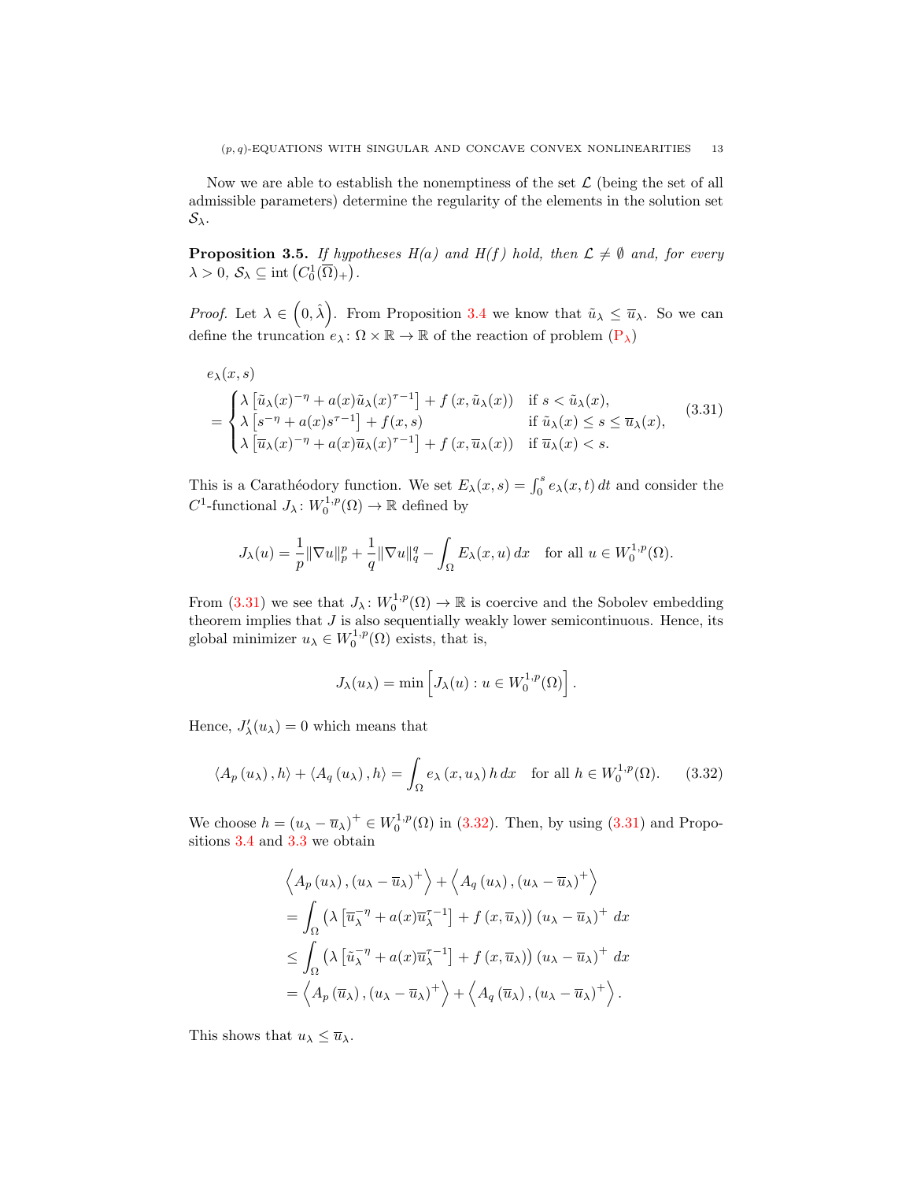Now we are able to establish the nonemptiness of the set $\mathcal{L}$ (being the set of all admissible parameters) determine the regularity of the elements in the solution set $\mathcal{S}_\lambda$.

**Proposition 3.5.** *If hypotheses H(a) and H(f) hold, then $\mathcal{L} \neq \emptyset$ and, for every $\lambda > 0$, $\mathcal{S}_\lambda \subseteq \operatorname{int}\left(C_0^1(\overline{\Omega})_+\right)$.*

*Proof.* Let $\lambda \in \left(0, \hat{\lambda}\right)$. From Proposition 3.4 we know that $\tilde{u}_\lambda \leq \overline{u}_\lambda$. So we can define the truncation $e_\lambda \colon \Omega \times \mathbb{R} \to \mathbb{R}$ of the reaction of problem (P$_\lambda$)

$$
\begin{aligned}
&e_\lambda(x,s)\\
&= \begin{cases}
\lambda\left[\tilde{u}_\lambda(x)^{-\eta} + a(x)\tilde{u}_\lambda(x)^{\tau-1}\right] + f\left(x, \tilde{u}_\lambda(x)\right) & \text{if } s < \tilde{u}_\lambda(x),\\
\lambda\left[s^{-\eta} + a(x)s^{\tau-1}\right] + f(x,s) & \text{if } \tilde{u}_\lambda(x) \leq s \leq \overline{u}_\lambda(x),\\
\lambda\left[\overline{u}_\lambda(x)^{-\eta} + a(x)\overline{u}_\lambda(x)^{\tau-1}\right] + f\left(x, \overline{u}_\lambda(x)\right) & \text{if } \overline{u}_\lambda(x) < s.
\end{cases}
\end{aligned}
\tag{3.31}
$$

This is a Carathéodory function. We set $E_\lambda(x,s) = \int_0^s e_\lambda(x,t)\,dt$ and consider the $C^1$-functional $J_\lambda \colon W_0^{1,p}(\Omega) \to \mathbb{R}$ defined by

$$
J_\lambda(u) = \frac{1}{p}\|\nabla u\|_p^p + \frac{1}{q}\|\nabla u\|_q^q - \int_\Omega E_\lambda(x,u)\,dx \quad \text{for all } u \in W_0^{1,p}(\Omega).
$$

From (3.31) we see that $J_\lambda \colon W_0^{1,p}(\Omega) \to \mathbb{R}$ is coercive and the Sobolev embedding theorem implies that $J$ is also sequentially weakly lower semicontinuous. Hence, its global minimizer $u_\lambda \in W_0^{1,p}(\Omega)$ exists, that is,

$$
J_\lambda(u_\lambda) = \min\left[J_\lambda(u) : u \in W_0^{1,p}(\Omega)\right].
$$

Hence, $J_\lambda'(u_\lambda) = 0$ which means that

$$
\langle A_p\left(u_\lambda\right), h\rangle + \langle A_q\left(u_\lambda\right), h\rangle = \int_\Omega e_\lambda\left(x, u_\lambda\right) h\,dx \quad \text{for all } h \in W_0^{1,p}(\Omega). \tag{3.32}
$$

We choose $h = \left(u_\lambda - \overline{u}_\lambda\right)^+ \in W_0^{1,p}(\Omega)$ in (3.32). Then, by using (3.31) and Propositions 3.4 and 3.3 we obtain

$$
\begin{aligned}
&\left\langle A_p\left(u_\lambda\right), \left(u_\lambda - \overline{u}_\lambda\right)^+\right\rangle + \left\langle A_q\left(u_\lambda\right), \left(u_\lambda - \overline{u}_\lambda\right)^+\right\rangle\\
&= \int_\Omega \left(\lambda\left[\overline{u}_\lambda^{-\eta} + a(x)\overline{u}_\lambda^{\tau-1}\right] + f\left(x, \overline{u}_\lambda\right)\right)\left(u_\lambda - \overline{u}_\lambda\right)^+\,dx\\
&\leq \int_\Omega \left(\lambda\left[\tilde{u}_\lambda^{-\eta} + a(x)\overline{u}_\lambda^{\tau-1}\right] + f\left(x, \overline{u}_\lambda\right)\right)\left(u_\lambda - \overline{u}_\lambda\right)^+\,dx\\
&= \left\langle A_p\left(\overline{u}_\lambda\right), \left(u_\lambda - \overline{u}_\lambda\right)^+\right\rangle + \left\langle A_q\left(\overline{u}_\lambda\right), \left(u_\lambda - \overline{u}_\lambda\right)^+\right\rangle.
\end{aligned}
$$

This shows that $u_\lambda \leq \overline{u}_\lambda$.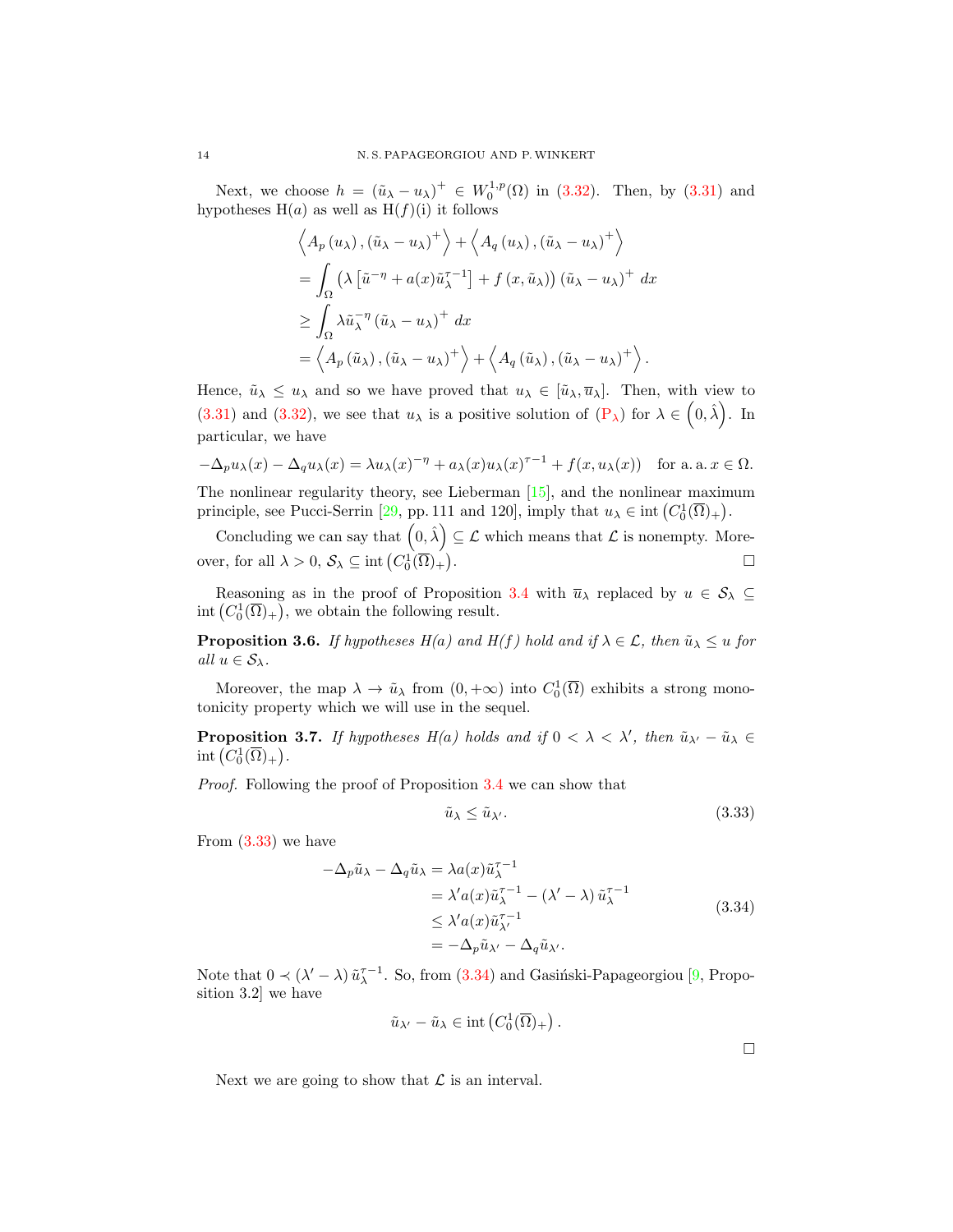Next, we choose $h = (\tilde{u}_\lambda - u_\lambda)^+ \in W_0^{1,p}(\Omega)$ in (3.32). Then, by (3.31) and hypotheses H($a$) as well as H($f$)(i) it follows

$$
\begin{aligned}
&\left\langle A_p\left(u_\lambda\right), \left(\tilde{u}_\lambda - u_\lambda\right)^+\right\rangle + \left\langle A_q\left(u_\lambda\right), \left(\tilde{u}_\lambda - u_\lambda\right)^+\right\rangle \\
&= \int_\Omega \left(\lambda\left[\tilde{u}^{-\eta} + a(x)\tilde{u}_\lambda^{\tau-1}\right] + f\left(x, \tilde{u}_\lambda\right)\right)\left(\tilde{u}_\lambda - u_\lambda\right)^+ dx \\
&\geq \int_\Omega \lambda \tilde{u}_\lambda^{-\eta}\left(\tilde{u}_\lambda - u_\lambda\right)^+ dx \\
&= \left\langle A_p\left(\tilde{u}_\lambda\right), \left(\tilde{u}_\lambda - u_\lambda\right)^+\right\rangle + \left\langle A_q\left(\tilde{u}_\lambda\right), \left(\tilde{u}_\lambda - u_\lambda\right)^+\right\rangle.
\end{aligned}
$$

Hence, $\tilde{u}_\lambda \leq u_\lambda$ and so we have proved that $u_\lambda \in [\tilde{u}_\lambda, \overline{u}_\lambda]$. Then, with view to (3.31) and (3.32), we see that $u_\lambda$ is a positive solution of ($\text{P}_\lambda$) for $\lambda \in \left(0, \hat{\lambda}\right)$. In particular, we have

$$
-\Delta_p u_\lambda(x) - \Delta_q u_\lambda(x) = \lambda u_\lambda(x)^{-\eta} + a_\lambda(x) u_\lambda(x)^{\tau-1} + f(x, u_\lambda(x)) \quad \text{for a. a. } x \in \Omega.
$$

The nonlinear regularity theory, see Lieberman [15], and the nonlinear maximum principle, see Pucci-Serrin [29, pp. 111 and 120], imply that $u_\lambda \in \operatorname{int}\left(C_0^1(\overline{\Omega})_+\right)$.

Concluding we can say that $\left(0, \hat{\lambda}\right) \subseteq \mathcal{L}$ which means that $\mathcal{L}$ is nonempty. Moreover, for all $\lambda > 0$, $\mathcal{S}_\lambda \subseteq \operatorname{int}\left(C_0^1(\overline{\Omega})_+\right)$. $\square$

Reasoning as in the proof of Proposition 3.4 with $\overline{u}_\lambda$ replaced by $u \in \mathcal{S}_\lambda \subseteq \operatorname{int}\left(C_0^1(\overline{\Omega})_+\right)$, we obtain the following result.

**Proposition 3.6.** *If hypotheses H($a$) and H($f$) hold and if $\lambda \in \mathcal{L}$, then $\tilde{u}_\lambda \leq u$ for all $u \in \mathcal{S}_\lambda$.*

Moreover, the map $\lambda \to \tilde{u}_\lambda$ from $(0, +\infty)$ into $C_0^1(\overline{\Omega})$ exhibits a strong monotonicity property which we will use in the sequel.

**Proposition 3.7.** *If hypotheses H($a$) holds and if $0 < \lambda < \lambda'$, then $\tilde{u}_{\lambda'} - \tilde{u}_\lambda \in \operatorname{int}\left(C_0^1(\overline{\Omega})_+\right)$.*

*Proof.* Following the proof of Proposition 3.4 we can show that

$$
\tilde{u}_\lambda \leq \tilde{u}_{\lambda'}. \tag{3.33}
$$

From (3.33) we have

$$
\begin{aligned}
-\Delta_p \tilde{u}_\lambda - \Delta_q \tilde{u}_\lambda &= \lambda a(x) \tilde{u}_\lambda^{\tau-1} \\
&= \lambda' a(x) \tilde{u}_\lambda^{\tau-1} - \left(\lambda' - \lambda\right) \tilde{u}_\lambda^{\tau-1} \\
&\leq \lambda' a(x) \tilde{u}_{\lambda'}^{\tau-1} \\
&= -\Delta_p \tilde{u}_{\lambda'} - \Delta_q \tilde{u}_{\lambda'}.
\end{aligned} \tag{3.34}
$$

Note that $0 \prec \left(\lambda' - \lambda\right) \tilde{u}_\lambda^{\tau-1}$. So, from (3.34) and Gasiński-Papageorgiou [9, Proposition 3.2] we have

$$
\tilde{u}_{\lambda'} - \tilde{u}_\lambda \in \operatorname{int}\left(C_0^1(\overline{\Omega})_+\right).
$$

$\square$

Next we are going to show that $\mathcal{L}$ is an interval.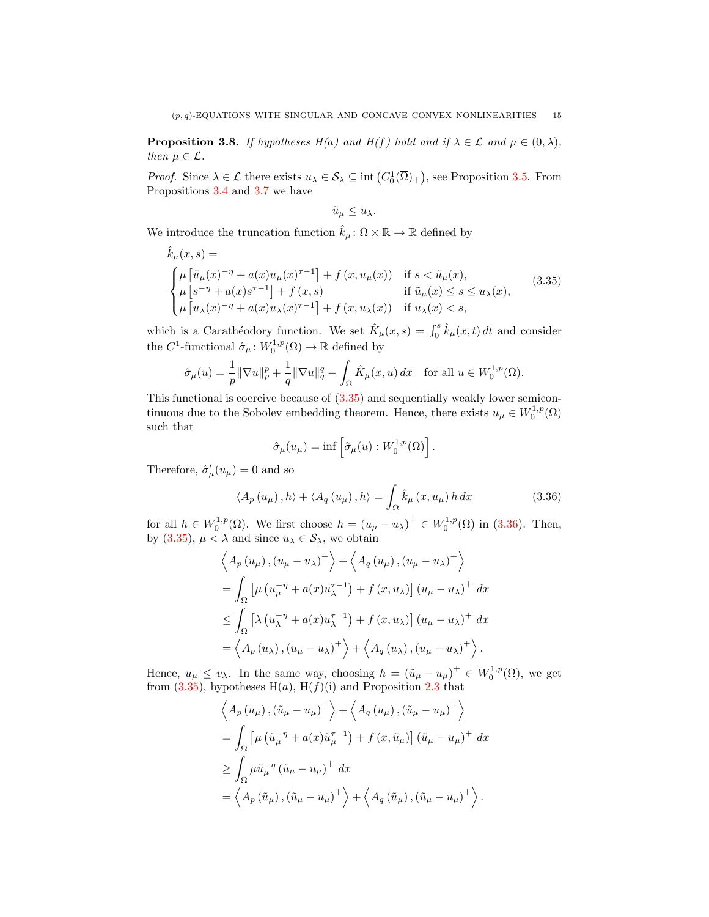**Proposition 3.8.** *If hypotheses H(a) and H(f) hold and if $\lambda \in \mathcal{L}$ and $\mu \in (0, \lambda)$, then $\mu \in \mathcal{L}$.*

*Proof.* Since $\lambda \in \mathcal{L}$ there exists $u_\lambda \in \mathcal{S}_\lambda \subseteq \operatorname{int}\left(C_0^1(\overline{\Omega})_+\right)$, see Proposition 3.5. From Propositions 3.4 and 3.7 we have

$$\tilde{u}_\mu \leq u_\lambda.$$

We introduce the truncation function $\hat{k}_\mu \colon \Omega \times \mathbb{R} \to \mathbb{R}$ defined by

$$\hat{k}_\mu(x,s) = \begin{cases} \mu\left[\tilde{u}_\mu(x)^{-\eta} + a(x)u_\mu(x)^{\tau-1}\right] + f\left(x, u_\mu(x)\right) & \text{if } s < \tilde{u}_\mu(x), \\ \mu\left[s^{-\eta} + a(x)s^{\tau-1}\right] + f\left(x, s\right) & \text{if } \tilde{u}_\mu(x) \leq s \leq u_\lambda(x), \\ \mu\left[u_\lambda(x)^{-\eta} + a(x)u_\lambda(x)^{\tau-1}\right] + f\left(x, u_\lambda(x)\right) & \text{if } u_\lambda(x) < s, \end{cases} \tag{3.35}$$

which is a Carathéodory function. We set $\hat{K}_\mu(x,s) = \int_0^s \hat{k}_\mu(x,t)\,dt$ and consider the $C^1$-functional $\hat{\sigma}_\mu \colon W_0^{1,p}(\Omega) \to \mathbb{R}$ defined by

$$\hat{\sigma}_\mu(u) = \frac{1}{p}\|\nabla u\|_p^p + \frac{1}{q}\|\nabla u\|_q^q - \int_\Omega \hat{K}_\mu(x,u)\,dx \quad \text{for all } u \in W_0^{1,p}(\Omega).$$

This functional is coercive because of (3.35) and sequentially weakly lower semicontinuous due to the Sobolev embedding theorem. Hence, there exists $u_\mu \in W_0^{1,p}(\Omega)$ such that

$$\hat{\sigma}_\mu(u_\mu) = \inf\left[\hat{\sigma}_\mu(u) : W_0^{1,p}(\Omega)\right].$$

Therefore, $\hat{\sigma}_\mu'(u_\mu) = 0$ and so

$$\left\langle A_p\left(u_\mu\right), h\right\rangle + \left\langle A_q\left(u_\mu\right), h\right\rangle = \int_\Omega \hat{k}_\mu\left(x, u_\mu\right) h\,dx \tag{3.36}$$

for all $h \in W_0^{1,p}(\Omega)$. We first choose $h = \left(u_\mu - u_\lambda\right)^+ \in W_0^{1,p}(\Omega)$ in (3.36). Then, by (3.35), $\mu < \lambda$ and since $u_\lambda \in \mathcal{S}_\lambda$, we obtain

$$\begin{aligned}
&\left\langle A_p\left(u_\mu\right), \left(u_\mu - u_\lambda\right)^+\right\rangle + \left\langle A_q\left(u_\mu\right), \left(u_\mu - u_\lambda\right)^+\right\rangle \\
&= \int_\Omega \left[\mu\left(u_\mu^{-\eta} + a(x)u_\lambda^{\tau-1}\right) + f\left(x, u_\lambda\right)\right]\left(u_\mu - u_\lambda\right)^+\,dx \\
&\leq \int_\Omega \left[\lambda\left(u_\lambda^{-\eta} + a(x)u_\lambda^{\tau-1}\right) + f\left(x, u_\lambda\right)\right]\left(u_\mu - u_\lambda\right)^+\,dx \\
&= \left\langle A_p\left(u_\lambda\right), \left(u_\mu - u_\lambda\right)^+\right\rangle + \left\langle A_q\left(u_\lambda\right), \left(u_\mu - u_\lambda\right)^+\right\rangle.
\end{aligned}$$

Hence, $u_\mu \leq v_\lambda$. In the same way, choosing $h = \left(\tilde{u}_\mu - u_\mu\right)^+ \in W_0^{1,p}(\Omega)$, we get from (3.35), hypotheses H$(a)$, H$(f)$(i) and Proposition 2.3 that

$$\begin{aligned}
&\left\langle A_p\left(u_\mu\right), \left(\tilde{u}_\mu - u_\mu\right)^+\right\rangle + \left\langle A_q\left(u_\mu\right), \left(\tilde{u}_\mu - u_\mu\right)^+\right\rangle \\
&= \int_\Omega \left[\mu\left(\tilde{u}_\mu^{-\eta} + a(x)\tilde{u}_\mu^{\tau-1}\right) + f\left(x, \tilde{u}_\mu\right)\right]\left(\tilde{u}_\mu - u_\mu\right)^+\,dx \\
&\geq \int_\Omega \mu\tilde{u}_\mu^{-\eta}\left(\tilde{u}_\mu - u_\mu\right)^+\,dx \\
&= \left\langle A_p\left(\tilde{u}_\mu\right), \left(\tilde{u}_\mu - u_\mu\right)^+\right\rangle + \left\langle A_q\left(\tilde{u}_\mu\right), \left(\tilde{u}_\mu - u_\mu\right)^+\right\rangle.
\end{aligned}$$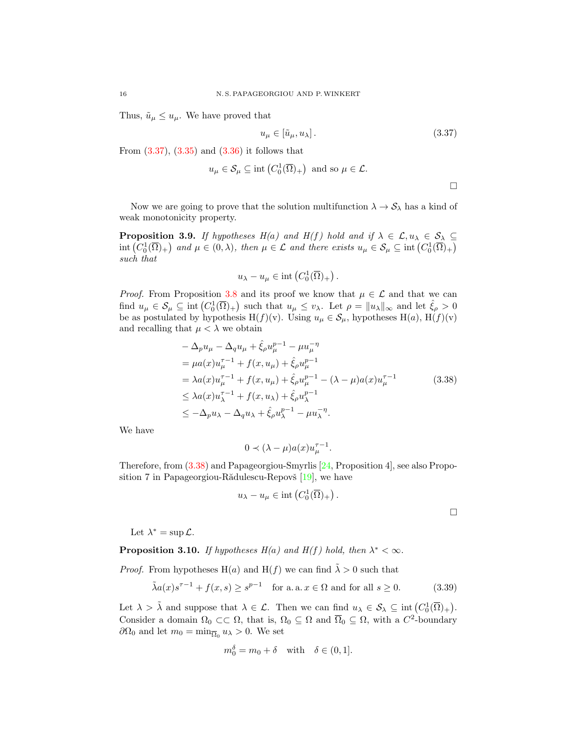Thus, $\tilde{u}_\mu \leq u_\mu$. We have proved that

$$u_\mu \in [\tilde{u}_\mu, u_\lambda]. \tag{3.37}$$

From (3.37), (3.35) and (3.36) it follows that

$$u_\mu \in \mathcal{S}_\mu \subseteq \operatorname{int}\left(C_0^1(\overline{\Omega})_+\right) \text{ and so } \mu \in \mathcal{L}.$$

□

Now we are going to prove that the solution multifunction $\lambda \to \mathcal{S}_\lambda$ has a kind of weak monotonicity property.

**Proposition 3.9.** *If hypotheses H(a) and H(f) hold and if $\lambda \in \mathcal{L}, u_\lambda \in \mathcal{S}_\lambda \subseteq \operatorname{int}\left(C_0^1(\overline{\Omega})_+\right)$ and $\mu \in (0, \lambda)$, then $\mu \in \mathcal{L}$ and there exists $u_\mu \in \mathcal{S}_\mu \subseteq \operatorname{int}\left(C_0^1(\overline{\Omega})_+\right)$ such that*

$$u_\lambda - u_\mu \in \operatorname{int}\left(C_0^1(\overline{\Omega})_+\right).$$

*Proof.* From Proposition 3.8 and its proof we know that $\mu \in \mathcal{L}$ and that we can find $u_\mu \in \mathcal{S}_\mu \subseteq \operatorname{int}\left(C_0^1(\overline{\Omega})_+\right)$ such that $u_\mu \leq v_\lambda$. Let $\rho = \|u_\lambda\|_\infty$ and let $\hat{\xi}_\rho > 0$ be as postulated by hypothesis H$(f)$(v). Using $u_\mu \in \mathcal{S}_\mu$, hypotheses H$(a)$, H$(f)$(v) and recalling that $\mu < \lambda$ we obtain

$$\begin{aligned}
&- \Delta_p u_\mu - \Delta_q u_\mu + \hat{\xi}_\rho u_\mu^{p-1} - \mu u_\mu^{-\eta} \\
&= \mu a(x) u_\mu^{\tau-1} + f(x, u_\mu) + \hat{\xi}_\rho u_\mu^{p-1} \\
&= \lambda a(x) u_\mu^{\tau-1} + f(x, u_\mu) + \hat{\xi}_\rho u_\mu^{p-1} - (\lambda - \mu) a(x) u_\mu^{\tau-1} \\
&\leq \lambda a(x) u_\lambda^{\tau-1} + f(x, u_\lambda) + \hat{\xi}_\rho u_\lambda^{p-1} \\
&\leq -\Delta_p u_\lambda - \Delta_q u_\lambda + \hat{\xi}_\rho u_\lambda^{p-1} - \mu u_\lambda^{-\eta}.
\end{aligned} \tag{3.38}$$

We have

$$0 \prec (\lambda - \mu) a(x) u_\mu^{\tau-1}.$$

Therefore, from (3.38) and Papageorgiou-Smyrlis [24, Proposition 4], see also Proposition 7 in Papageorgiou-Rădulescu-Repovš [19], we have

$$u_\lambda - u_\mu \in \operatorname{int}\left(C_0^1(\overline{\Omega})_+\right).$$

□

Let $\lambda^* = \sup \mathcal{L}$.

**Proposition 3.10.** *If hypotheses H(a) and H(f) hold, then $\lambda^* < \infty$.*

*Proof.* From hypotheses H$(a)$ and H$(f)$ we can find $\tilde{\lambda} > 0$ such that

$$\tilde{\lambda} a(x) s^{\tau-1} + f(x, s) \geq s^{p-1} \quad \text{for a. a. } x \in \Omega \text{ and for all } s \geq 0. \tag{3.39}$$

Let $\lambda > \tilde{\lambda}$ and suppose that $\lambda \in \mathcal{L}$. Then we can find $u_\lambda \in \mathcal{S}_\lambda \subseteq \operatorname{int}\left(C_0^1(\overline{\Omega})_+\right)$. Consider a domain $\Omega_0 \subset\subset \Omega$, that is, $\Omega_0 \subseteq \Omega$ and $\overline{\Omega}_0 \subseteq \Omega$, with a $C^2$-boundary $\partial\Omega_0$ and let $m_0 = \min_{\overline{\Omega}_0} u_\lambda > 0$. We set

$$m_0^\delta = m_0 + \delta \quad \text{with} \quad \delta \in (0, 1].$$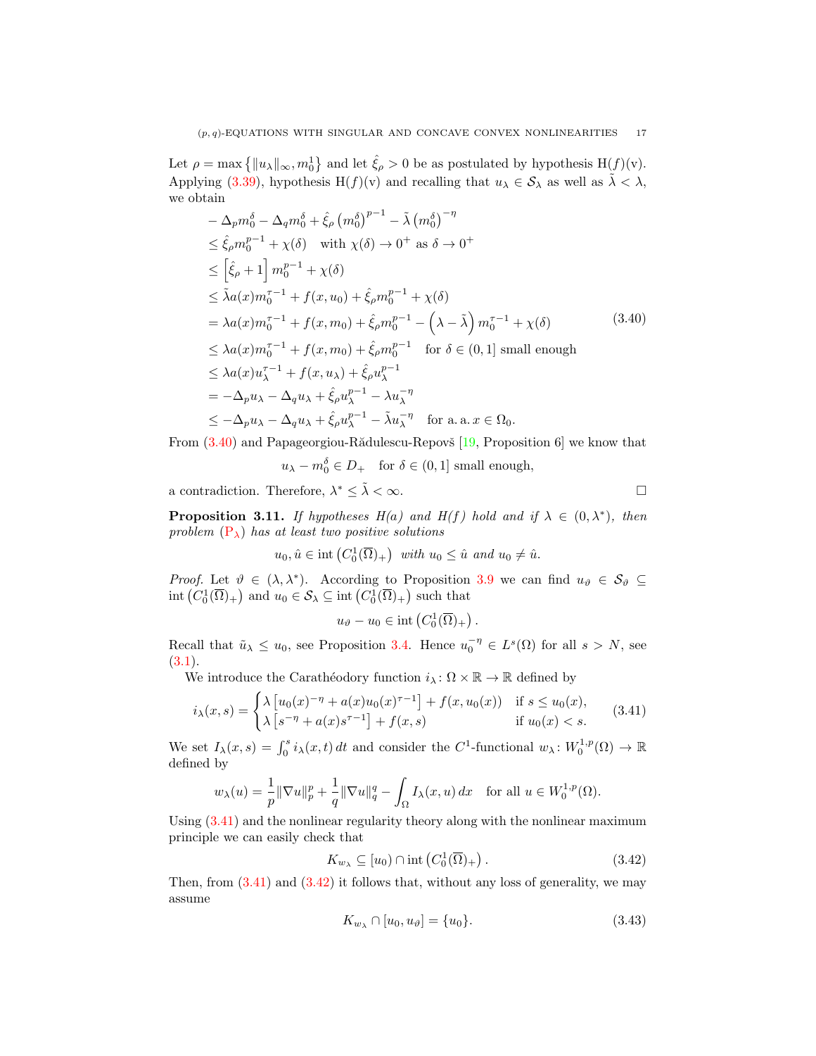Let $\rho = \max\left\{\|u_\lambda\|_\infty, m_0^1\right\}$ and let $\hat{\xi}_\rho > 0$ be as postulated by hypothesis H$(f)$(v). Applying (3.39), hypothesis H$(f)$(v) and recalling that $u_\lambda \in \mathcal{S}_\lambda$ as well as $\tilde{\lambda} < \lambda$, we obtain

$$
\begin{aligned}
& -\Delta_p m_0^\delta - \Delta_q m_0^\delta + \hat{\xi}_\rho \left(m_0^\delta\right)^{p-1} - \tilde{\lambda}\left(m_0^\delta\right)^{-\eta} \\
& \leq \hat{\xi}_\rho m_0^{p-1} + \chi(\delta) \quad \text{with } \chi(\delta) \to 0^+ \text{ as } \delta \to 0^+ \\
& \leq \left[\hat{\xi}_\rho + 1\right] m_0^{p-1} + \chi(\delta) \\
& \leq \tilde{\lambda} a(x) m_0^{\tau-1} + f(x, u_0) + \hat{\xi}_\rho m_0^{p-1} + \chi(\delta) \\
& = \lambda a(x) m_0^{\tau-1} + f(x, m_0) + \hat{\xi}_\rho m_0^{p-1} - \left(\lambda - \tilde{\lambda}\right) m_0^{\tau-1} + \chi(\delta) \\
& \leq \lambda a(x) m_0^{\tau-1} + f(x, m_0) + \hat{\xi}_\rho m_0^{p-1} \quad \text{for } \delta \in (0,1] \text{ small enough} \\
& \leq \lambda a(x) u_\lambda^{\tau-1} + f(x, u_\lambda) + \hat{\xi}_\rho u_\lambda^{p-1} \\
& = -\Delta_p u_\lambda - \Delta_q u_\lambda + \hat{\xi}_\rho u_\lambda^{p-1} - \lambda u_\lambda^{-\eta} \\
& \leq -\Delta_p u_\lambda - \Delta_q u_\lambda + \hat{\xi}_\rho u_\lambda^{p-1} - \tilde{\lambda} u_\lambda^{-\eta} \quad \text{for a.a. } x \in \Omega_0.
\end{aligned}
\tag{3.40}
$$

From (3.40) and Papageorgiou-Rădulescu-Repovš [19, Proposition 6] we know that

$$u_\lambda - m_0^\delta \in D_+ \quad \text{for } \delta \in (0,1] \text{ small enough},$$

a contradiction. Therefore, $\lambda^* \leq \tilde{\lambda} < \infty$. $\square$

**Proposition 3.11.** *If hypotheses H(a) and H(f) hold and if $\lambda \in (0, \lambda^*)$, then problem (P$_\lambda$) has at least two positive solutions*

$$u_0, \hat{u} \in \operatorname{int}\left(C_0^1(\overline{\Omega})_+\right) \textit{ with } u_0 \leq \hat{u} \textit{ and } u_0 \neq \hat{u}.$$

*Proof.* Let $\vartheta \in (\lambda, \lambda^*)$. According to Proposition 3.9 we can find $u_\vartheta \in \mathcal{S}_\vartheta \subseteq \operatorname{int}\left(C_0^1(\overline{\Omega})_+\right)$ and $u_0 \in \mathcal{S}_\lambda \subseteq \operatorname{int}\left(C_0^1(\overline{\Omega})_+\right)$ such that

$$u_\vartheta - u_0 \in \operatorname{int}\left(C_0^1(\overline{\Omega})_+\right).$$

Recall that $\tilde{u}_\lambda \leq u_0$, see Proposition 3.4. Hence $u_0^{-\eta} \in L^s(\Omega)$ for all $s > N$, see (3.1).

We introduce the Carathéodory function $i_\lambda \colon \Omega \times \mathbb{R} \to \mathbb{R}$ defined by

$$
i_\lambda(x,s) =
\begin{cases}
\lambda\left[u_0(x)^{-\eta} + a(x) u_0(x)^{\tau-1}\right] + f(x, u_0(x)) & \text{if } s \leq u_0(x), \\
\lambda\left[s^{-\eta} + a(x) s^{\tau-1}\right] + f(x,s) & \text{if } u_0(x) < s.
\end{cases}
\tag{3.41}
$$

We set $I_\lambda(x,s) = \int_0^s i_\lambda(x,t)\,dt$ and consider the $C^1$-functional $w_\lambda \colon W_0^{1,p}(\Omega) \to \mathbb{R}$ defined by

$$w_\lambda(u) = \frac{1}{p}\|\nabla u\|_p^p + \frac{1}{q}\|\nabla u\|_q^q - \int_\Omega I_\lambda(x,u)\,dx \quad \text{for all } u \in W_0^{1,p}(\Omega).$$

Using (3.41) and the nonlinear regularity theory along with the nonlinear maximum principle we can easily check that

$$K_{w_\lambda} \subseteq [u_0) \cap \operatorname{int}\left(C_0^1(\overline{\Omega})_+\right). \tag{3.42}$$

Then, from (3.41) and (3.42) it follows that, without any loss of generality, we may assume

$$K_{w_\lambda} \cap [u_0, u_\vartheta] = \{u_0\}. \tag{3.43}$$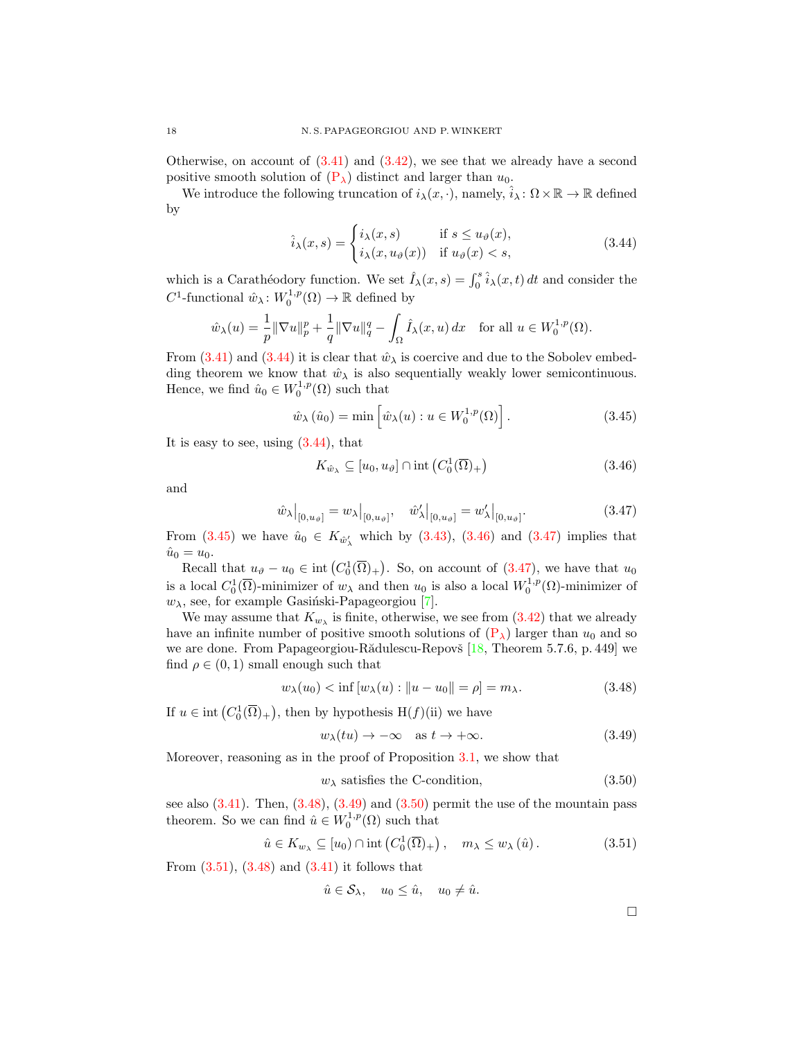Otherwise, on account of (3.41) and (3.42), we see that we already have a second positive smooth solution of ($P_\lambda$) distinct and larger than $u_0$.

We introduce the following truncation of $i_\lambda(x,\cdot)$, namely, $\hat{i}_\lambda\colon \Omega\times\mathbb{R}\to\mathbb{R}$ defined by

$$\hat{i}_\lambda(x,s)=\begin{cases} i_\lambda(x,s) & \text{if } s\leq u_\vartheta(x),\\ i_\lambda(x,u_\vartheta(x)) & \text{if } u_\vartheta(x)<s,\end{cases} \tag{3.44}$$

which is a Carathéodory function. We set $\hat{I}_\lambda(x,s)=\int_0^s \hat{i}_\lambda(x,t)\,dt$ and consider the $C^1$-functional $\hat{w}_\lambda\colon W_0^{1,p}(\Omega)\to\mathbb{R}$ defined by

$$\hat{w}_\lambda(u)=\frac{1}{p}\|\nabla u\|_p^p+\frac{1}{q}\|\nabla u\|_q^q-\int_\Omega \hat{I}_\lambda(x,u)\,dx \quad \text{for all } u\in W_0^{1,p}(\Omega).$$

From (3.41) and (3.44) it is clear that $\hat{w}_\lambda$ is coercive and due to the Sobolev embedding theorem we know that $\hat{w}_\lambda$ is also sequentially weakly lower semicontinuous. Hence, we find $\hat{u}_0\in W_0^{1,p}(\Omega)$ such that

$$\hat{w}_\lambda\left(\hat{u}_0\right)=\min\left[\hat{w}_\lambda(u): u\in W_0^{1,p}(\Omega)\right]. \tag{3.45}$$

It is easy to see, using (3.44), that

$$K_{\hat{w}_\lambda}\subseteq [u_0,u_\vartheta]\cap \operatorname{int}\left(C_0^1(\overline{\Omega})_+\right) \tag{3.46}$$

and

$$\hat{w}_\lambda\big|_{[0,u_\vartheta]}=w_\lambda\big|_{[0,u_\vartheta]},\quad \hat{w}_\lambda'\big|_{[0,u_\vartheta]}=w_\lambda'\big|_{[0,u_\vartheta]}. \tag{3.47}$$

From (3.45) we have $\hat{u}_0\in K_{\hat{w}_\lambda'}$ which by (3.43), (3.46) and (3.47) implies that $\hat{u}_0=u_0$.

Recall that $u_\vartheta-u_0\in \operatorname{int}\left(C_0^1(\overline{\Omega})_+\right)$. So, on account of (3.47), we have that $u_0$ is a local $C_0^1(\overline{\Omega})$-minimizer of $w_\lambda$ and then $u_0$ is also a local $W_0^{1,p}(\Omega)$-minimizer of $w_\lambda$, see, for example Gasiński-Papageorgiou [7].

We may assume that $K_{w_\lambda}$ is finite, otherwise, we see from (3.42) that we already have an infinite number of positive smooth solutions of ($P_\lambda$) larger than $u_0$ and so we are done. From Papageorgiou-Rădulescu-Repovš [18, Theorem 5.7.6, p. 449] we find $\rho\in(0,1)$ small enough such that

$$w_\lambda(u_0)<\inf\left[w_\lambda(u):\|u-u_0\|=\rho\right]=m_\lambda. \tag{3.48}$$

If $u\in \operatorname{int}\left(C_0^1(\overline{\Omega})_+\right)$, then by hypothesis H($f$)(ii) we have

$$w_\lambda(tu)\to-\infty \quad \text{as } t\to+\infty. \tag{3.49}$$

Moreover, reasoning as in the proof of Proposition 3.1, we show that

$$w_\lambda \text{ satisfies the C-condition}, \tag{3.50}$$

see also (3.41). Then, (3.48), (3.49) and (3.50) permit the use of the mountain pass theorem. So we can find $\hat{u}\in W_0^{1,p}(\Omega)$ such that

$$\hat{u}\in K_{w_\lambda}\subseteq [u_0)\cap \operatorname{int}\left(C_0^1(\overline{\Omega})_+\right),\quad m_\lambda\leq w_\lambda\left(\hat{u}\right). \tag{3.51}$$

From (3.51), (3.48) and (3.41) it follows that

$$\hat{u}\in\mathcal{S}_\lambda,\quad u_0\leq \hat{u},\quad u_0\neq\hat{u}.$$

□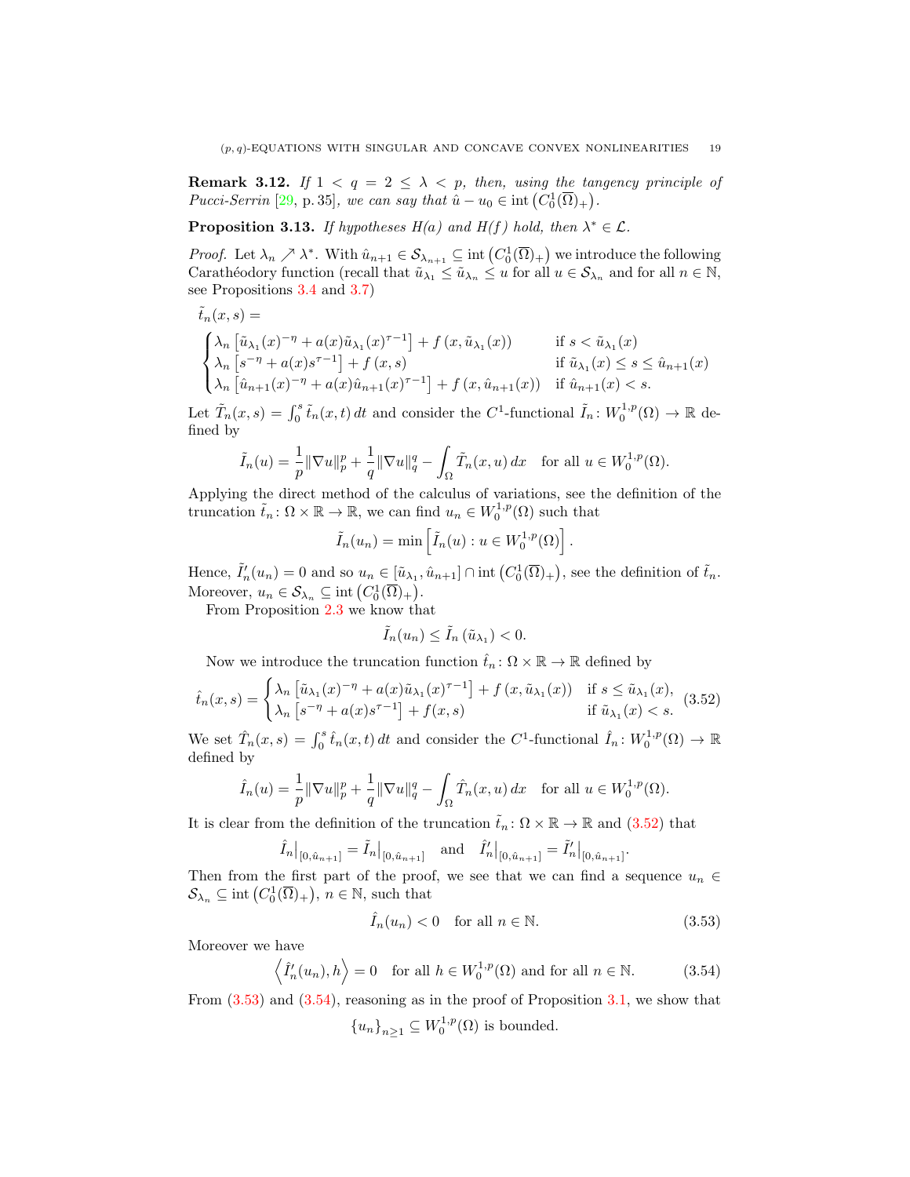**Remark 3.12.** *If $1 < q = 2 \le \lambda < p$, then, using the tangency principle of Pucci-Serrin [29, p. 35], we can say that $\hat{u} - u_0 \in \operatorname{int}\left(C_0^1(\overline{\Omega})_+\right)$.*

**Proposition 3.13.** *If hypotheses H(a) and H(f) hold, then $\lambda^* \in \mathcal{L}$.*

*Proof.* Let $\lambda_n \nearrow \lambda^*$. With $\hat{u}_{n+1} \in \mathcal{S}_{\lambda_{n+1}} \subseteq \operatorname{int}\left(C_0^1(\overline{\Omega})_+\right)$ we introduce the following Carathéodory function (recall that $\tilde{u}_{\lambda_1} \le \tilde{u}_{\lambda_n} \le u$ for all $u \in \mathcal{S}_{\lambda_n}$ and for all $n \in \mathbb{N}$, see Propositions 3.4 and 3.7)

$$
\tilde{t}_n(x,s) =
\begin{cases}
\lambda_n \left[\tilde{u}_{\lambda_1}(x)^{-\eta} + a(x)\tilde{u}_{\lambda_1}(x)^{\tau-1}\right] + f\left(x, \tilde{u}_{\lambda_1}(x)\right) & \text{if } s < \tilde{u}_{\lambda_1}(x)\\
\lambda_n \left[s^{-\eta} + a(x)s^{\tau-1}\right] + f\left(x, s\right) & \text{if } \tilde{u}_{\lambda_1}(x) \le s \le \hat{u}_{n+1}(x)\\
\lambda_n \left[\hat{u}_{n+1}(x)^{-\eta} + a(x)\hat{u}_{n+1}(x)^{\tau-1}\right] + f\left(x, \hat{u}_{n+1}(x)\right) & \text{if } \hat{u}_{n+1}(x) < s.
\end{cases}
$$

Let $\tilde{T}_n(x,s) = \int_0^s \tilde{t}_n(x,t)\,dt$ and consider the $C^1$-functional $\tilde{I}_n\colon W_0^{1,p}(\Omega) \to \mathbb{R}$ defined by

$$
\tilde{I}_n(u) = \frac{1}{p}\|\nabla u\|_p^p + \frac{1}{q}\|\nabla u\|_q^q - \int_\Omega \tilde{T}_n(x,u)\,dx \quad \text{for all } u \in W_0^{1,p}(\Omega).
$$

Applying the direct method of the calculus of variations, see the definition of the truncation $\tilde{t}_n\colon \Omega \times \mathbb{R} \to \mathbb{R}$, we can find $u_n \in W_0^{1,p}(\Omega)$ such that

$$
\tilde{I}_n(u_n) = \min\left[\tilde{I}_n(u) : u \in W_0^{1,p}(\Omega)\right].
$$

Hence, $\tilde{I}_n'(u_n) = 0$ and so $u_n \in [\tilde{u}_{\lambda_1}, \hat{u}_{n+1}] \cap \operatorname{int}\left(C_0^1(\overline{\Omega})_+\right)$, see the definition of $\tilde{t}_n$. Moreover, $u_n \in \mathcal{S}_{\lambda_n} \subseteq \operatorname{int}\left(C_0^1(\overline{\Omega})_+\right)$.

From Proposition 2.3 we know that

$$
\tilde{I}_n(u_n) \le \tilde{I}_n\left(\tilde{u}_{\lambda_1}\right) < 0.
$$

Now we introduce the truncation function $\hat{t}_n\colon \Omega \times \mathbb{R} \to \mathbb{R}$ defined by

$$
\hat{t}_n(x,s) =
\begin{cases}
\lambda_n \left[\tilde{u}_{\lambda_1}(x)^{-\eta} + a(x)\tilde{u}_{\lambda_1}(x)^{\tau-1}\right] + f\left(x, \tilde{u}_{\lambda_1}(x)\right) & \text{if } s \le \tilde{u}_{\lambda_1}(x),\\
\lambda_n \left[s^{-\eta} + a(x)s^{\tau-1}\right] + f(x,s) & \text{if } \tilde{u}_{\lambda_1}(x) < s.
\end{cases}
\tag{3.52}
$$

We set $\hat{T}_n(x,s) = \int_0^s \hat{t}_n(x,t)\,dt$ and consider the $C^1$-functional $\hat{I}_n\colon W_0^{1,p}(\Omega) \to \mathbb{R}$ defined by

$$
\hat{I}_n(u) = \frac{1}{p}\|\nabla u\|_p^p + \frac{1}{q}\|\nabla u\|_q^q - \int_\Omega \hat{T}_n(x,u)\,dx \quad \text{for all } u \in W_0^{1,p}(\Omega).
$$

It is clear from the definition of the truncation $\tilde{t}_n\colon \Omega \times \mathbb{R} \to \mathbb{R}$ and (3.52) that

$$
\hat{I}_n\big|_{[0,\hat{u}_{n+1}]} = \tilde{I}_n\big|_{[0,\hat{u}_{n+1}]} \quad \text{and} \quad \hat{I}_n'\big|_{[0,\hat{u}_{n+1}]} = \tilde{I}_n'\big|_{[0,\hat{u}_{n+1}]}.
$$

Then from the first part of the proof, we see that we can find a sequence $u_n \in \mathcal{S}_{\lambda_n} \subseteq \operatorname{int}\left(C_0^1(\overline{\Omega})_+\right)$, $n \in \mathbb{N}$, such that

$$
\hat{I}_n(u_n) < 0 \quad \text{for all } n \in \mathbb{N}. \tag{3.53}
$$

Moreover we have

$$
\left\langle \hat{I}_n'(u_n), h \right\rangle = 0 \quad \text{for all } h \in W_0^{1,p}(\Omega) \text{ and for all } n \in \mathbb{N}. \tag{3.54}
$$

From (3.53) and (3.54), reasoning as in the proof of Proposition 3.1, we show that

$$
\{u_n\}_{n\ge 1} \subseteq W_0^{1,p}(\Omega) \text{ is bounded.}
$$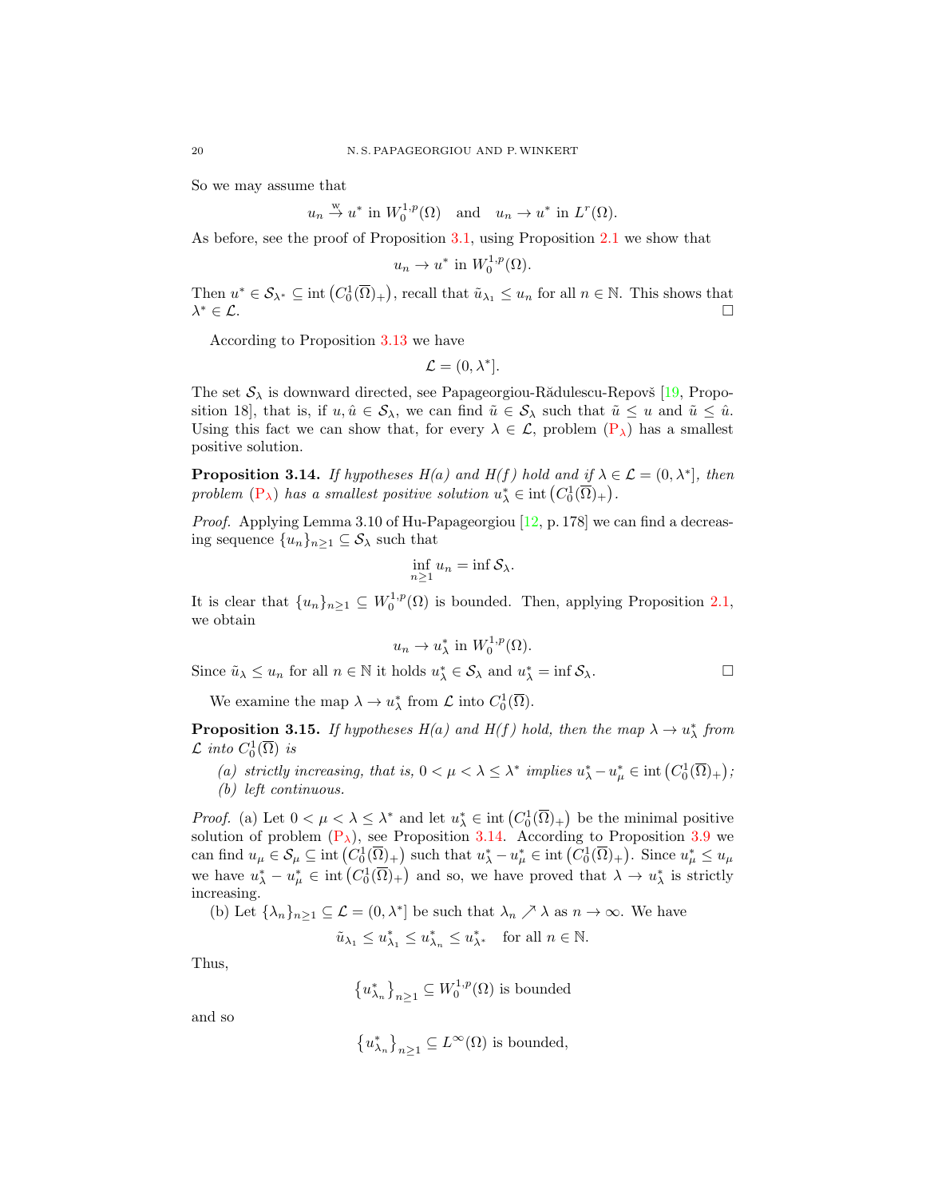So we may assume that

$$u_n \xrightarrow{w} u^* \text{ in } W_0^{1,p}(\Omega) \quad \text{and} \quad u_n \to u^* \text{ in } L^r(\Omega).$$

As before, see the proof of Proposition 3.1, using Proposition 2.1 we show that

$$u_n \to u^* \text{ in } W_0^{1,p}(\Omega).$$

Then $u^* \in \mathcal{S}_{\lambda^*} \subseteq \operatorname{int}\left(C_0^1(\overline{\Omega})_+\right)$, recall that $\tilde{u}_{\lambda_1} \leq u_n$ for all $n \in \mathbb{N}$. This shows that $\lambda^* \in \mathcal{L}$. $\square$

According to Proposition 3.13 we have

$$\mathcal{L} = (0, \lambda^*].$$

The set $\mathcal{S}_\lambda$ is downward directed, see Papageorgiou-Rădulescu-Repovš [19, Proposition 18], that is, if $u, \hat{u} \in \mathcal{S}_\lambda$, we can find $\tilde{u} \in \mathcal{S}_\lambda$ such that $\tilde{u} \leq u$ and $\tilde{u} \leq \hat{u}$. Using this fact we can show that, for every $\lambda \in \mathcal{L}$, problem ($\mathrm{P}_\lambda$) has a smallest positive solution.

**Proposition 3.14.** *If hypotheses H(a) and H(f) hold and if $\lambda \in \mathcal{L} = (0, \lambda^*]$, then problem ($\mathrm{P}_\lambda$) has a smallest positive solution $u_\lambda^* \in \operatorname{int}\left(C_0^1(\overline{\Omega})_+\right)$.*

*Proof.* Applying Lemma 3.10 of Hu-Papageorgiou [12, p. 178] we can find a decreasing sequence $\{u_n\}_{n\geq 1} \subseteq \mathcal{S}_\lambda$ such that

$$\inf_{n \geq 1} u_n = \inf \mathcal{S}_\lambda.$$

It is clear that $\{u_n\}_{n\geq 1} \subseteq W_0^{1,p}(\Omega)$ is bounded. Then, applying Proposition 2.1, we obtain

$$u_n \to u_\lambda^* \text{ in } W_0^{1,p}(\Omega).$$

Since $\tilde{u}_\lambda \leq u_n$ for all $n \in \mathbb{N}$ it holds $u_\lambda^* \in \mathcal{S}_\lambda$ and $u_\lambda^* = \inf \mathcal{S}_\lambda$. $\square$

We examine the map $\lambda \to u_\lambda^*$ from $\mathcal{L}$ into $C_0^1(\overline{\Omega})$.

**Proposition 3.15.** *If hypotheses H(a) and H(f) hold, then the map $\lambda \to u_\lambda^*$ from $\mathcal{L}$ into $C_0^1(\overline{\Omega})$ is*

- *(a) strictly increasing, that is, $0 < \mu < \lambda \leq \lambda^*$ implies $u_\lambda^* - u_\mu^* \in \operatorname{int}\left(C_0^1(\overline{\Omega})_+\right)$;*
- *(b) left continuous.*

*Proof.* (a) Let $0 < \mu < \lambda \leq \lambda^*$ and let $u_\lambda^* \in \operatorname{int}\left(C_0^1(\overline{\Omega})_+\right)$ be the minimal positive solution of problem ($\mathrm{P}_\lambda$), see Proposition 3.14. According to Proposition 3.9 we can find $u_\mu \in \mathcal{S}_\mu \subseteq \operatorname{int}\left(C_0^1(\overline{\Omega})_+\right)$ such that $u_\lambda^* - u_\mu^* \in \operatorname{int}\left(C_0^1(\overline{\Omega})_+\right)$. Since $u_\mu^* \leq u_\mu$ we have $u_\lambda^* - u_\mu^* \in \operatorname{int}\left(C_0^1(\overline{\Omega})_+\right)$ and so, we have proved that $\lambda \to u_\lambda^*$ is strictly increasing.

(b) Let $\{\lambda_n\}_{n\geq 1} \subseteq \mathcal{L} = (0, \lambda^*]$ be such that $\lambda_n \nearrow \lambda$ as $n \to \infty$. We have

$$\tilde{u}_{\lambda_1} \leq u_{\lambda_1}^* \leq u_{\lambda_n}^* \leq u_{\lambda^*}^* \quad \text{for all } n \in \mathbb{N}.$$

Thus,

$$\left\{u_{\lambda_n}^*\right\}_{n\geq 1} \subseteq W_0^{1,p}(\Omega) \text{ is bounded}$$

and so

$$\left\{u_{\lambda_n}^*\right\}_{n\geq 1} \subseteq L^\infty(\Omega) \text{ is bounded,}$$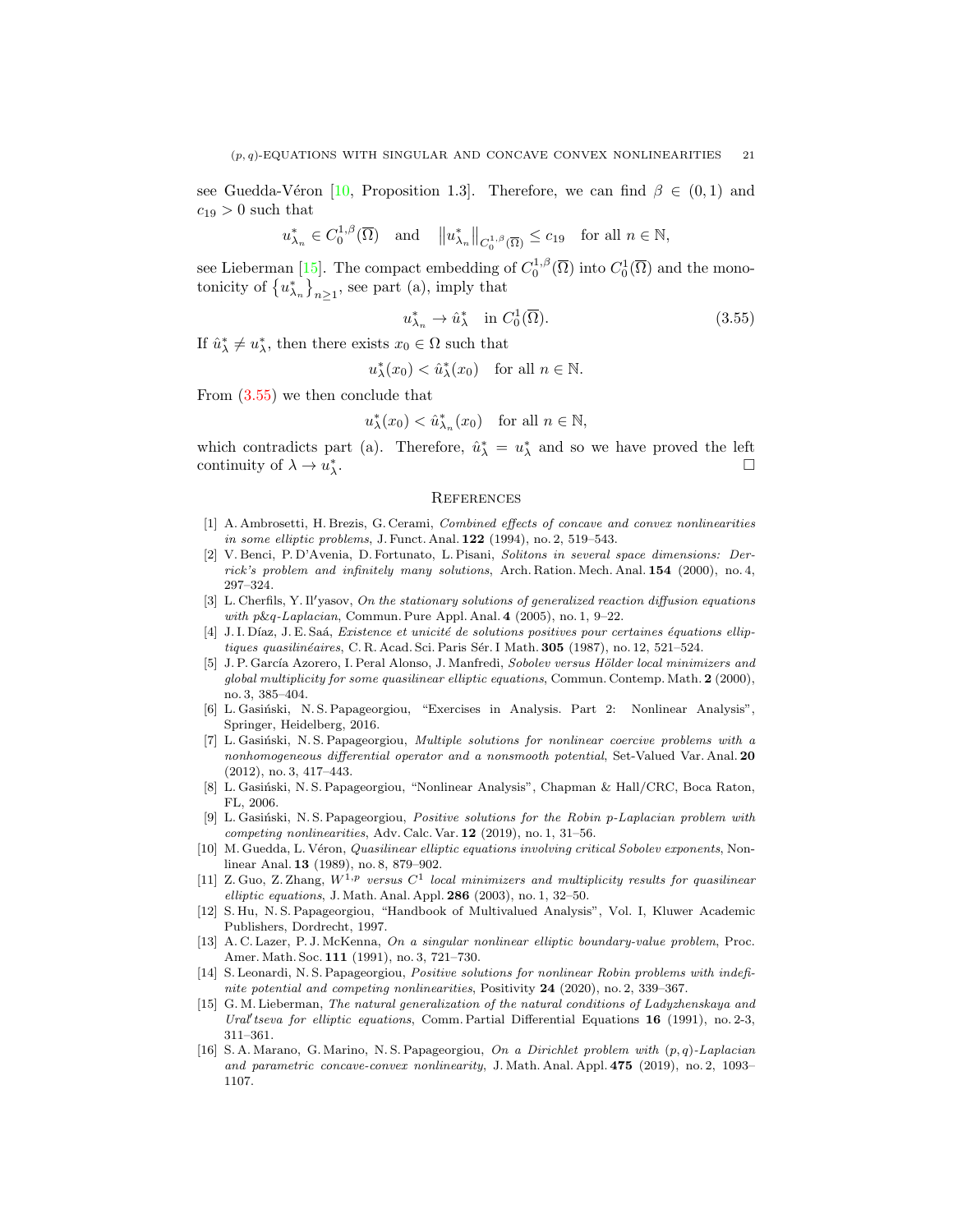see Guedda-Véron [10, Proposition 1.3]. Therefore, we can find $\beta \in (0,1)$ and $c_{19} > 0$ such that

$$u^*_{\lambda_n} \in C^{1,\beta}_0(\overline{\Omega}) \quad \text{and} \quad \left\|u^*_{\lambda_n}\right\|_{C^{1,\beta}_0(\overline{\Omega})} \leq c_{19} \quad \text{for all } n \in \mathbb{N},$$

see Lieberman [15]. The compact embedding of $C^{1,\beta}_0(\overline{\Omega})$ into $C^1_0(\overline{\Omega})$ and the monotonicity of $\left\{u^*_{\lambda_n}\right\}_{n\geq 1}$, see part (a), imply that

$$u^*_{\lambda_n} \to \hat{u}^*_\lambda \quad \text{in } C^1_0(\overline{\Omega}). \tag{3.55}$$

If $\hat{u}^*_\lambda \neq u^*_\lambda$, then there exists $x_0 \in \Omega$ such that

$$u^*_\lambda(x_0) < \hat{u}^*_\lambda(x_0) \quad \text{for all } n \in \mathbb{N}.$$

From (3.55) we then conclude that

$$u^*_\lambda(x_0) < \hat{u}^*_{\lambda_n}(x_0) \quad \text{for all } n \in \mathbb{N},$$

which contradicts part (a). Therefore, $\hat{u}^*_\lambda = u^*_\lambda$ and so we have proved the left continuity of $\lambda \to u^*_\lambda$. □

## References

[1] A. Ambrosetti, H. Brezis, G. Cerami, *Combined effects of concave and convex nonlinearities in some elliptic problems*, J. Funct. Anal. **122** (1994), no. 2, 519–543.

[2] V. Benci, P. D'Avenia, D. Fortunato, L. Pisani, *Solitons in several space dimensions: Derrick's problem and infinitely many solutions*, Arch. Ration. Mech. Anal. **154** (2000), no. 4, 297–324.

[3] L. Cherfils, Y. Il′yasov, *On the stationary solutions of generalized reaction diffusion equations with p&q-Laplacian*, Commun. Pure Appl. Anal. **4** (2005), no. 1, 9–22.

[4] J. I. Díaz, J. E. Saá, *Existence et unicité de solutions positives pour certaines équations elliptiques quasilinéaires*, C. R. Acad. Sci. Paris Sér. I Math. **305** (1987), no. 12, 521–524.

[5] J. P. García Azorero, I. Peral Alonso, J. Manfredi, *Sobolev versus Hölder local minimizers and global multiplicity for some quasilinear elliptic equations*, Commun. Contemp. Math. **2** (2000), no. 3, 385–404.

[6] L. Gasiński, N. S. Papageorgiou, "Exercises in Analysis. Part 2: Nonlinear Analysis", Springer, Heidelberg, 2016.

[7] L. Gasiński, N. S. Papageorgiou, *Multiple solutions for nonlinear coercive problems with a nonhomogeneous differential operator and a nonsmooth potential*, Set-Valued Var. Anal. **20** (2012), no. 3, 417–443.

[8] L. Gasiński, N. S. Papageorgiou, "Nonlinear Analysis", Chapman & Hall/CRC, Boca Raton, FL, 2006.

[9] L. Gasiński, N. S. Papageorgiou, *Positive solutions for the Robin p-Laplacian problem with competing nonlinearities*, Adv. Calc. Var. **12** (2019), no. 1, 31–56.

[10] M. Guedda, L. Véron, *Quasilinear elliptic equations involving critical Sobolev exponents*, Nonlinear Anal. **13** (1989), no. 8, 879–902.

[11] Z. Guo, Z. Zhang, *$W^{1,p}$ versus $C^1$ local minimizers and multiplicity results for quasilinear elliptic equations*, J. Math. Anal. Appl. **286** (2003), no. 1, 32–50.

[12] S. Hu, N. S. Papageorgiou, "Handbook of Multivalued Analysis", Vol. I, Kluwer Academic Publishers, Dordrecht, 1997.

[13] A. C. Lazer, P. J. McKenna, *On a singular nonlinear elliptic boundary-value problem*, Proc. Amer. Math. Soc. **111** (1991), no. 3, 721–730.

[14] S. Leonardi, N. S. Papageorgiou, *Positive solutions for nonlinear Robin problems with indefinite potential and competing nonlinearities*, Positivity **24** (2020), no. 2, 339–367.

[15] G. M. Lieberman, *The natural generalization of the natural conditions of Ladyzhenskaya and Ural′tseva for elliptic equations*, Comm. Partial Differential Equations **16** (1991), no. 2-3, 311–361.

[16] S. A. Marano, G. Marino, N. S. Papageorgiou, *On a Dirichlet problem with (p, q)-Laplacian and parametric concave-convex nonlinearity*, J. Math. Anal. Appl. **475** (2019), no. 2, 1093–1107.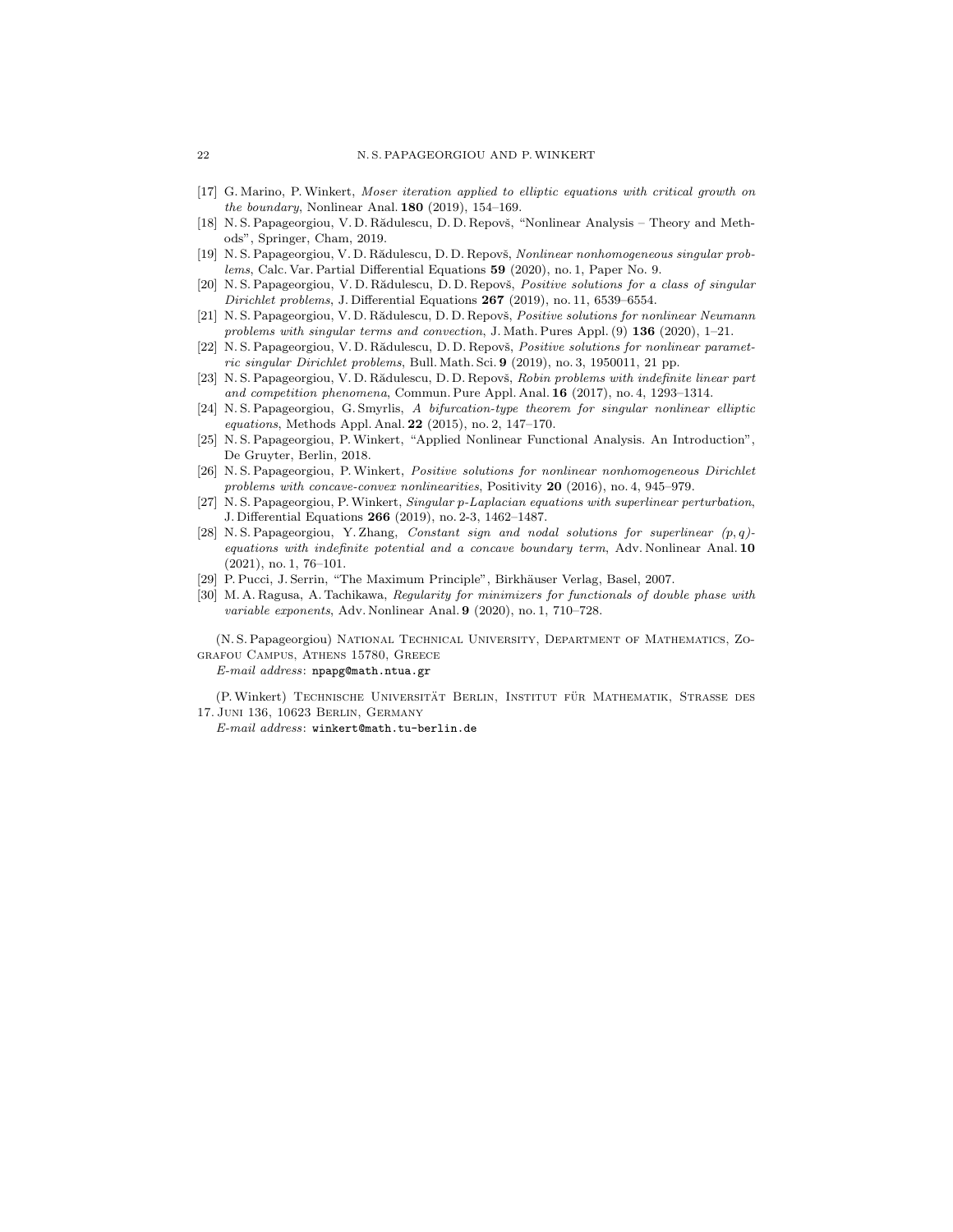[17] G. Marino, P. Winkert, *Moser iteration applied to elliptic equations with critical growth on the boundary*, Nonlinear Anal. **180** (2019), 154–169.

[18] N. S. Papageorgiou, V. D. Rădulescu, D. D. Repovš, "Nonlinear Analysis – Theory and Methods", Springer, Cham, 2019.

[19] N. S. Papageorgiou, V. D. Rădulescu, D. D. Repovš, *Nonlinear nonhomogeneous singular problems*, Calc. Var. Partial Differential Equations **59** (2020), no. 1, Paper No. 9.

[20] N. S. Papageorgiou, V. D. Rădulescu, D. D. Repovš, *Positive solutions for a class of singular Dirichlet problems*, J. Differential Equations **267** (2019), no. 11, 6539–6554.

[21] N. S. Papageorgiou, V. D. Rădulescu, D. D. Repovš, *Positive solutions for nonlinear Neumann problems with singular terms and convection*, J. Math. Pures Appl. (9) **136** (2020), 1–21.

[22] N. S. Papageorgiou, V. D. Rădulescu, D. D. Repovš, *Positive solutions for nonlinear parametric singular Dirichlet problems*, Bull. Math. Sci. **9** (2019), no. 3, 1950011, 21 pp.

[23] N. S. Papageorgiou, V. D. Rădulescu, D. D. Repovš, *Robin problems with indefinite linear part and competition phenomena*, Commun. Pure Appl. Anal. **16** (2017), no. 4, 1293–1314.

[24] N. S. Papageorgiou, G. Smyrlis, *A bifurcation-type theorem for singular nonlinear elliptic equations*, Methods Appl. Anal. **22** (2015), no. 2, 147–170.

[25] N. S. Papageorgiou, P. Winkert, "Applied Nonlinear Functional Analysis. An Introduction", De Gruyter, Berlin, 2018.

[26] N. S. Papageorgiou, P. Winkert, *Positive solutions for nonlinear nonhomogeneous Dirichlet problems with concave-convex nonlinearities*, Positivity **20** (2016), no. 4, 945–979.

[27] N. S. Papageorgiou, P. Winkert, *Singular p-Laplacian equations with superlinear perturbation*, J. Differential Equations **266** (2019), no. 2-3, 1462–1487.

[28] N. S. Papageorgiou, Y. Zhang, *Constant sign and nodal solutions for superlinear $(p,q)$-equations with indefinite potential and a concave boundary term*, Adv. Nonlinear Anal. **10** (2021), no. 1, 76–101.

[29] P. Pucci, J. Serrin, "The Maximum Principle", Birkhäuser Verlag, Basel, 2007.

[30] M. A. Ragusa, A. Tachikawa, *Regularity for minimizers for functionals of double phase with variable exponents*, Adv. Nonlinear Anal. **9** (2020), no. 1, 710–728.

(N. S. Papageorgiou) National Technical University, Department of Mathematics, Zografou Campus, Athens 15780, Greece
*E-mail address*: npapg@math.ntua.gr

(P. Winkert) Technische Universität Berlin, Institut für Mathematik, Strasse des 17. Juni 136, 10623 Berlin, Germany
*E-mail address*: winkert@math.tu-berlin.de